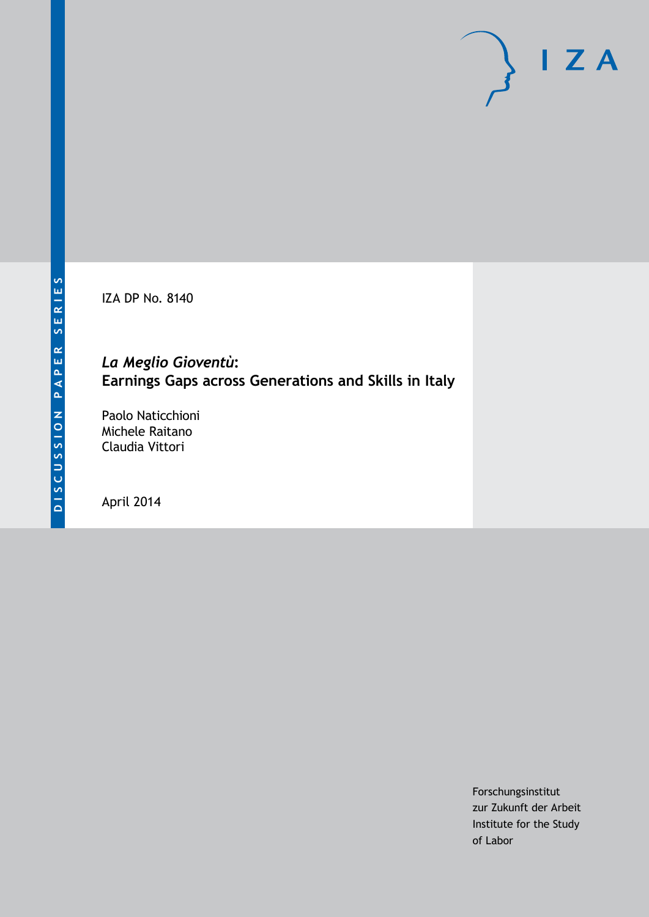DISCUSSION PAPER SERIES

IZA

IZA DP No. 8140

# *La Meglio Gioventù*: Earnings Gaps across Generations and Skills in Italy

Paolo Naticchioni
Michele Raitano
Claudia Vittori

April 2014

Forschungsinstitut
zur Zukunft der Arbeit
Institute for the Study
of Labor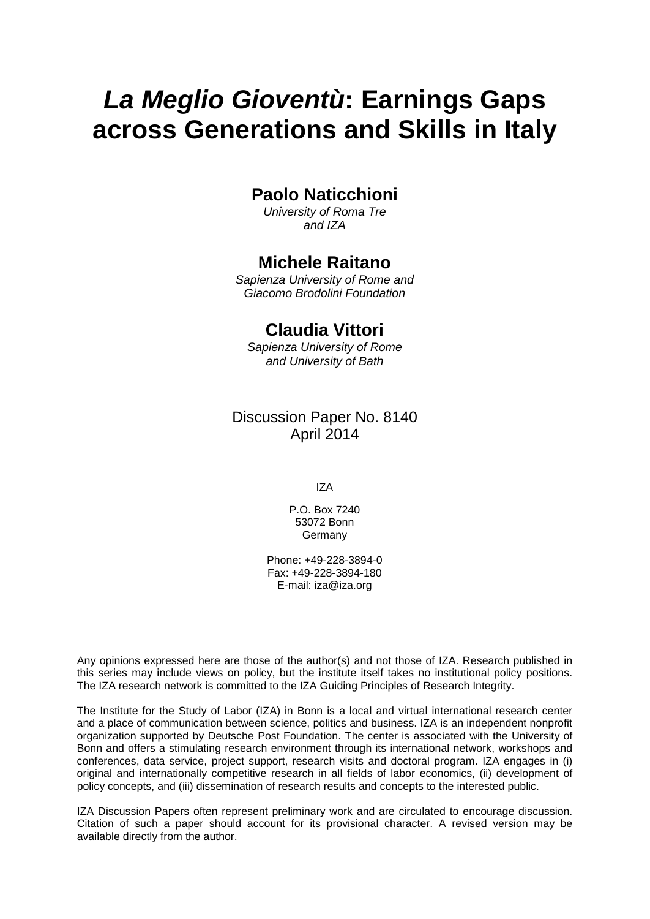# *La Meglio Gioventù*: Earnings Gaps across Generations and Skills in Italy

**Paolo Naticchioni**
*University of Roma Tre and IZA*

**Michele Raitano**
*Sapienza University of Rome and Giacomo Brodolini Foundation*

**Claudia Vittori**
*Sapienza University of Rome and University of Bath*

Discussion Paper No. 8140
April 2014

IZA

P.O. Box 7240
53072 Bonn
Germany

Phone: +49-228-3894-0
Fax: +49-228-3894-180
E-mail: iza@iza.org

Any opinions expressed here are those of the author(s) and not those of IZA. Research published in this series may include views on policy, but the institute itself takes no institutional policy positions. The IZA research network is committed to the IZA Guiding Principles of Research Integrity.

The Institute for the Study of Labor (IZA) in Bonn is a local and virtual international research center and a place of communication between science, politics and business. IZA is an independent nonprofit organization supported by Deutsche Post Foundation. The center is associated with the University of Bonn and offers a stimulating research environment through its international network, workshops and conferences, data service, project support, research visits and doctoral program. IZA engages in (i) original and internationally competitive research in all fields of labor economics, (ii) development of policy concepts, and (iii) dissemination of research results and concepts to the interested public.

IZA Discussion Papers often represent preliminary work and are circulated to encourage discussion. Citation of such a paper should account for its provisional character. A revised version may be available directly from the author.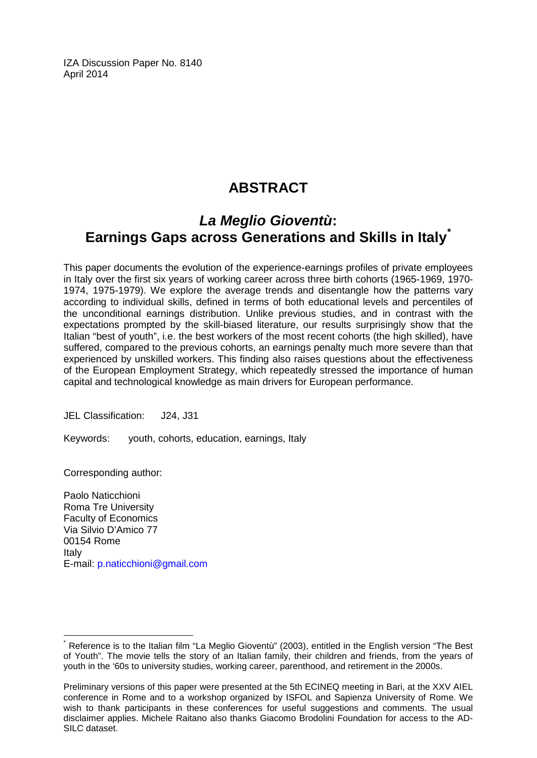IZA Discussion Paper No. 8140
April 2014

# ABSTRACT

## *La Meglio Gioventù*: Earnings Gaps across Generations and Skills in Italy[*]

This paper documents the evolution of the experience-earnings profiles of private employees in Italy over the first six years of working career across three birth cohorts (1965-1969, 1970-1974, 1975-1979). We explore the average trends and disentangle how the patterns vary according to individual skills, defined in terms of both educational levels and percentiles of the unconditional earnings distribution. Unlike previous studies, and in contrast with the expectations prompted by the skill-biased literature, our results surprisingly show that the Italian "best of youth", i.e. the best workers of the most recent cohorts (the high skilled), have suffered, compared to the previous cohorts, an earnings penalty much more severe than that experienced by unskilled workers. This finding also raises questions about the effectiveness of the European Employment Strategy, which repeatedly stressed the importance of human capital and technological knowledge as main drivers for European performance.

JEL Classification: J24, J31

Keywords: youth, cohorts, education, earnings, Italy

Corresponding author:

Paolo Naticchioni
Roma Tre University
Faculty of Economics
Via Silvio D'Amico 77
00154 Rome
Italy
E-mail: p.naticchioni@gmail.com

[*] Reference is to the Italian film "La Meglio Gioventù" (2003), entitled in the English version "The Best of Youth". The movie tells the story of an Italian family, their children and friends, from the years of youth in the '60s to university studies, working career, parenthood, and retirement in the 2000s.

Preliminary versions of this paper were presented at the 5th ECINEQ meeting in Bari, at the XXV AIEL conference in Rome and to a workshop organized by ISFOL and Sapienza University of Rome. We wish to thank participants in these conferences for useful suggestions and comments. The usual disclaimer applies. Michele Raitano also thanks Giacomo Brodolini Foundation for access to the AD-SILC dataset.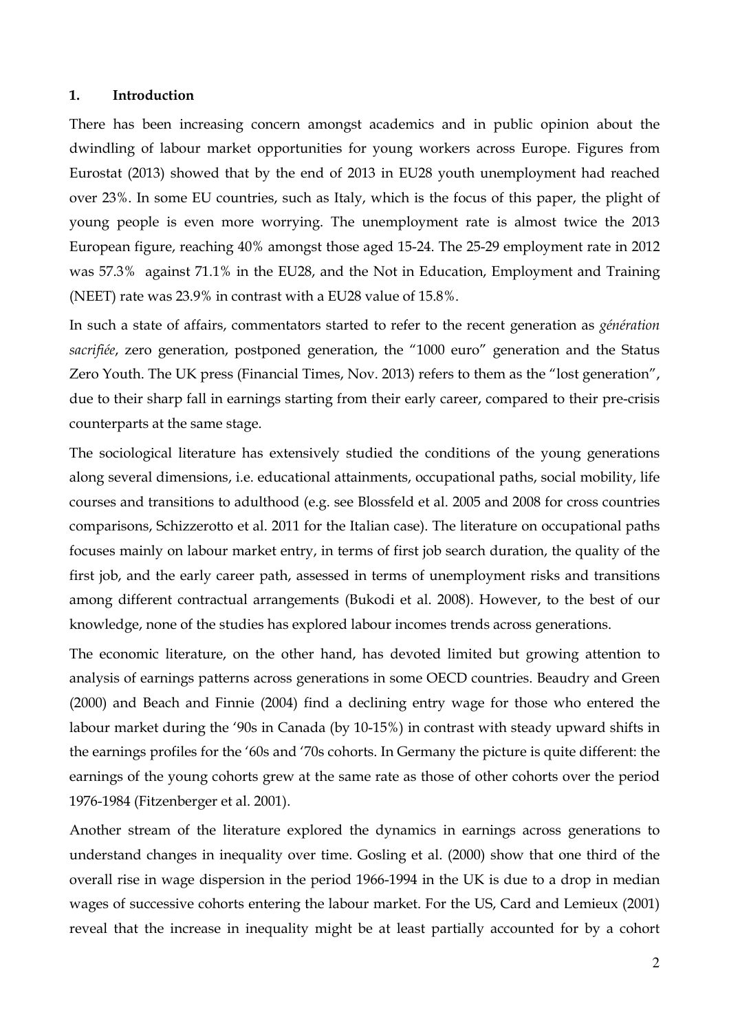## 1. Introduction

There has been increasing concern amongst academics and in public opinion about the dwindling of labour market opportunities for young workers across Europe. Figures from Eurostat (2013) showed that by the end of 2013 in EU28 youth unemployment had reached over 23%. In some EU countries, such as Italy, which is the focus of this paper, the plight of young people is even more worrying. The unemployment rate is almost twice the 2013 European figure, reaching 40% amongst those aged 15-24. The 25-29 employment rate in 2012 was 57.3% against 71.1% in the EU28, and the Not in Education, Employment and Training (NEET) rate was 23.9% in contrast with a EU28 value of 15.8%.

In such a state of affairs, commentators started to refer to the recent generation as *génération sacrifiée*, zero generation, postponed generation, the "1000 euro" generation and the Status Zero Youth. The UK press (Financial Times, Nov. 2013) refers to them as the "lost generation", due to their sharp fall in earnings starting from their early career, compared to their pre-crisis counterparts at the same stage.

The sociological literature has extensively studied the conditions of the young generations along several dimensions, i.e. educational attainments, occupational paths, social mobility, life courses and transitions to adulthood (e.g. see Blossfeld et al. 2005 and 2008 for cross countries comparisons, Schizzerotto et al. 2011 for the Italian case). The literature on occupational paths focuses mainly on labour market entry, in terms of first job search duration, the quality of the first job, and the early career path, assessed in terms of unemployment risks and transitions among different contractual arrangements (Bukodi et al. 2008). However, to the best of our knowledge, none of the studies has explored labour incomes trends across generations.

The economic literature, on the other hand, has devoted limited but growing attention to analysis of earnings patterns across generations in some OECD countries. Beaudry and Green (2000) and Beach and Finnie (2004) find a declining entry wage for those who entered the labour market during the '90s in Canada (by 10-15%) in contrast with steady upward shifts in the earnings profiles for the '60s and '70s cohorts. In Germany the picture is quite different: the earnings of the young cohorts grew at the same rate as those of other cohorts over the period 1976-1984 (Fitzenberger et al. 2001).

Another stream of the literature explored the dynamics in earnings across generations to understand changes in inequality over time. Gosling et al. (2000) show that one third of the overall rise in wage dispersion in the period 1966-1994 in the UK is due to a drop in median wages of successive cohorts entering the labour market. For the US, Card and Lemieux (2001) reveal that the increase in inequality might be at least partially accounted for by a cohort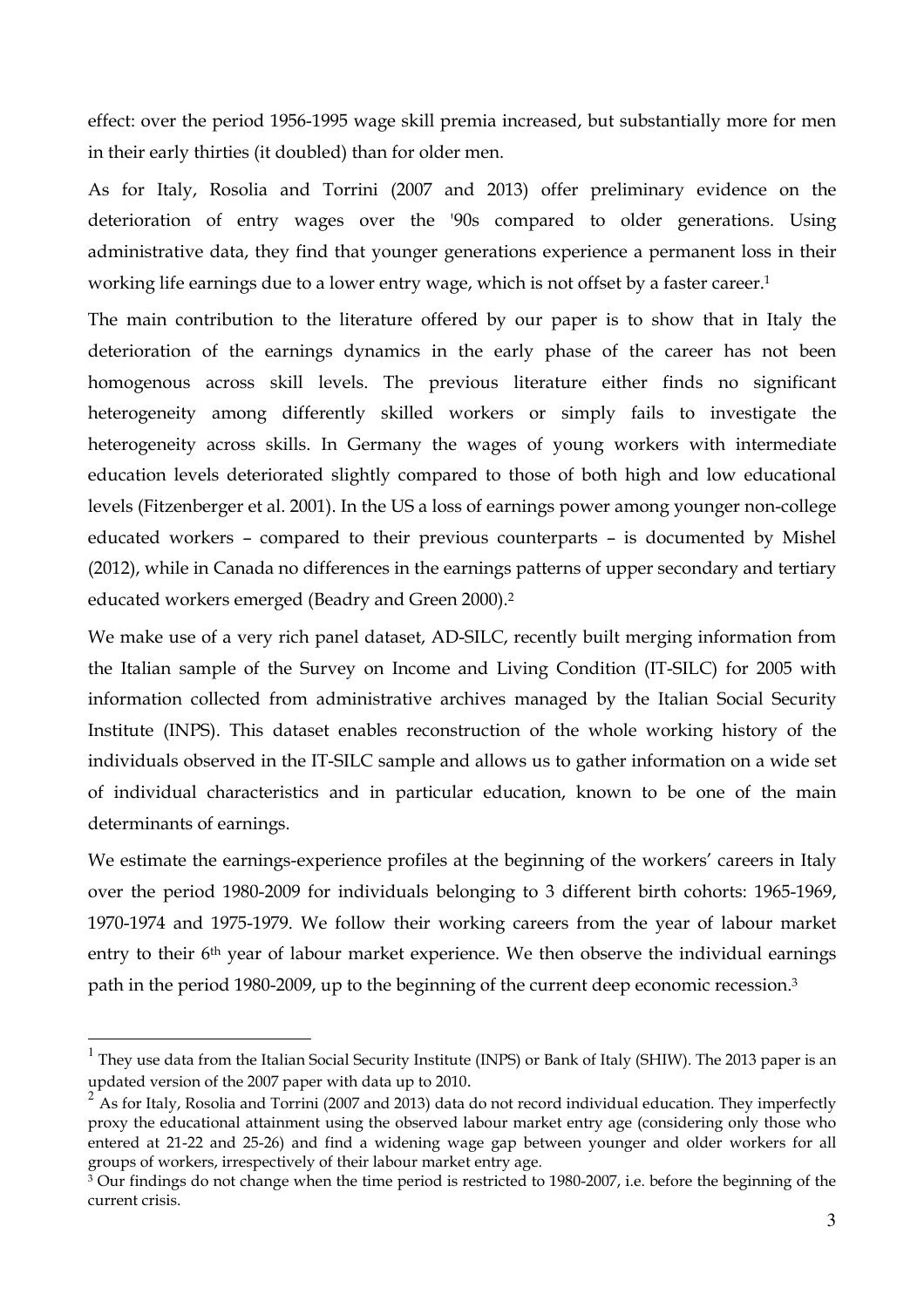effect: over the period 1956-1995 wage skill premia increased, but substantially more for men in their early thirties (it doubled) than for older men.

As for Italy, Rosolia and Torrini (2007 and 2013) offer preliminary evidence on the deterioration of entry wages over the '90s compared to older generations. Using administrative data, they find that younger generations experience a permanent loss in their working life earnings due to a lower entry wage, which is not offset by a faster career.[1]

The main contribution to the literature offered by our paper is to show that in Italy the deterioration of the earnings dynamics in the early phase of the career has not been homogenous across skill levels. The previous literature either finds no significant heterogeneity among differently skilled workers or simply fails to investigate the heterogeneity across skills. In Germany the wages of young workers with intermediate education levels deteriorated slightly compared to those of both high and low educational levels (Fitzenberger et al. 2001). In the US a loss of earnings power among younger non-college educated workers – compared to their previous counterparts – is documented by Mishel (2012), while in Canada no differences in the earnings patterns of upper secondary and tertiary educated workers emerged (Beadry and Green 2000).[2]

We make use of a very rich panel dataset, AD-SILC, recently built merging information from the Italian sample of the Survey on Income and Living Condition (IT-SILC) for 2005 with information collected from administrative archives managed by the Italian Social Security Institute (INPS). This dataset enables reconstruction of the whole working history of the individuals observed in the IT-SILC sample and allows us to gather information on a wide set of individual characteristics and in particular education, known to be one of the main determinants of earnings.

We estimate the earnings-experience profiles at the beginning of the workers' careers in Italy over the period 1980-2009 for individuals belonging to 3 different birth cohorts: 1965-1969, 1970-1974 and 1975-1979. We follow their working careers from the year of labour market entry to their 6th year of labour market experience. We then observe the individual earnings path in the period 1980-2009, up to the beginning of the current deep economic recession.[3]

---

[1] They use data from the Italian Social Security Institute (INPS) or Bank of Italy (SHIW). The 2013 paper is an updated version of the 2007 paper with data up to 2010.

[2] As for Italy, Rosolia and Torrini (2007 and 2013) data do not record individual education. They imperfectly proxy the educational attainment using the observed labour market entry age (considering only those who entered at 21-22 and 25-26) and find a widening wage gap between younger and older workers for all groups of workers, irrespectively of their labour market entry age.

[3] Our findings do not change when the time period is restricted to 1980-2007, i.e. before the beginning of the current crisis.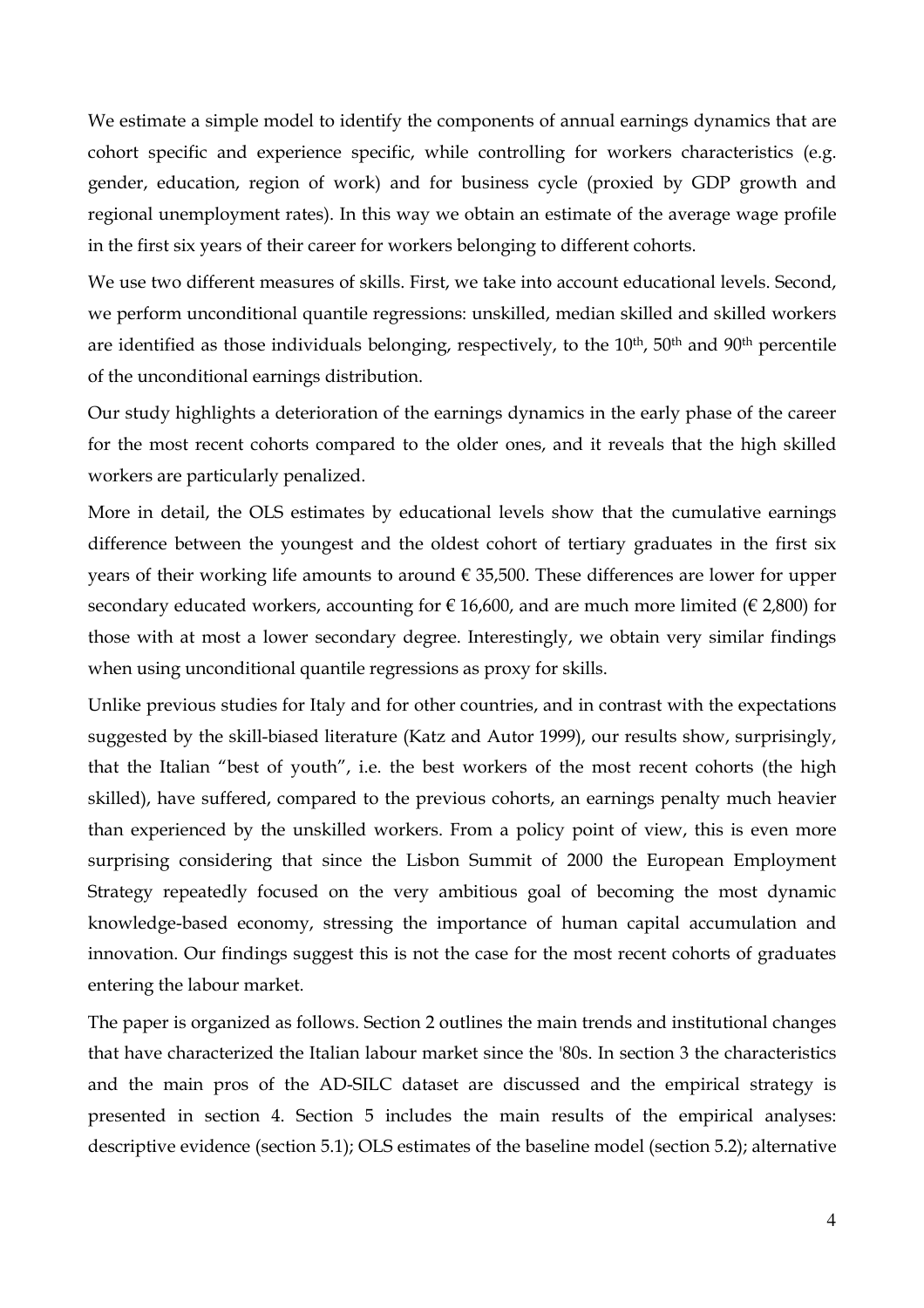We estimate a simple model to identify the components of annual earnings dynamics that are cohort specific and experience specific, while controlling for workers characteristics (e.g. gender, education, region of work) and for business cycle (proxied by GDP growth and regional unemployment rates). In this way we obtain an estimate of the average wage profile in the first six years of their career for workers belonging to different cohorts.

We use two different measures of skills. First, we take into account educational levels. Second, we perform unconditional quantile regressions: unskilled, median skilled and skilled workers are identified as those individuals belonging, respectively, to the 10th, 50th and 90th percentile of the unconditional earnings distribution.

Our study highlights a deterioration of the earnings dynamics in the early phase of the career for the most recent cohorts compared to the older ones, and it reveals that the high skilled workers are particularly penalized.

More in detail, the OLS estimates by educational levels show that the cumulative earnings difference between the youngest and the oldest cohort of tertiary graduates in the first six years of their working life amounts to around € 35,500. These differences are lower for upper secondary educated workers, accounting for € 16,600, and are much more limited (€ 2,800) for those with at most a lower secondary degree. Interestingly, we obtain very similar findings when using unconditional quantile regressions as proxy for skills.

Unlike previous studies for Italy and for other countries, and in contrast with the expectations suggested by the skill-biased literature (Katz and Autor 1999), our results show, surprisingly, that the Italian "best of youth", i.e. the best workers of the most recent cohorts (the high skilled), have suffered, compared to the previous cohorts, an earnings penalty much heavier than experienced by the unskilled workers. From a policy point of view, this is even more surprising considering that since the Lisbon Summit of 2000 the European Employment Strategy repeatedly focused on the very ambitious goal of becoming the most dynamic knowledge-based economy, stressing the importance of human capital accumulation and innovation. Our findings suggest this is not the case for the most recent cohorts of graduates entering the labour market.

The paper is organized as follows. Section 2 outlines the main trends and institutional changes that have characterized the Italian labour market since the '80s. In section 3 the characteristics and the main pros of the AD-SILC dataset are discussed and the empirical strategy is presented in section 4. Section 5 includes the main results of the empirical analyses: descriptive evidence (section 5.1); OLS estimates of the baseline model (section 5.2); alternative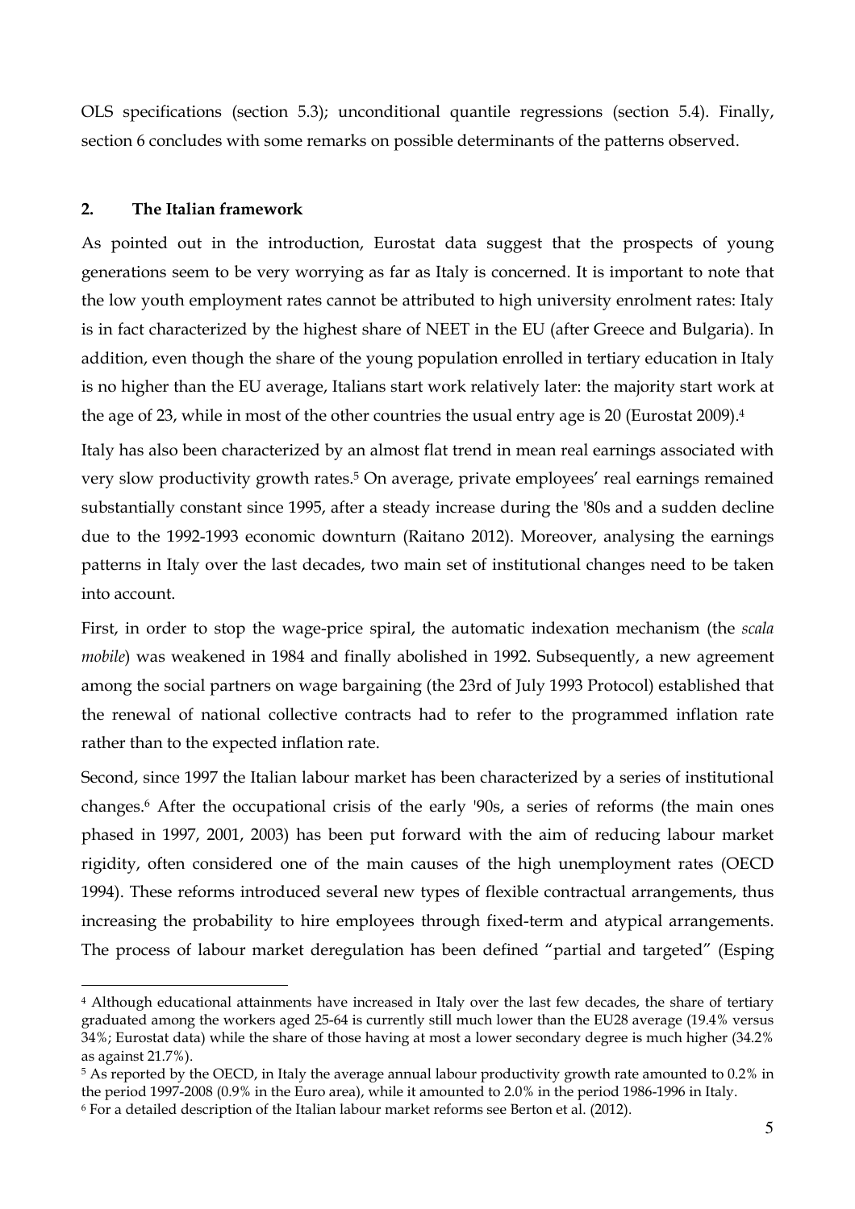OLS specifications (section 5.3); unconditional quantile regressions (section 5.4). Finally, section 6 concludes with some remarks on possible determinants of the patterns observed.

## 2. The Italian framework

As pointed out in the introduction, Eurostat data suggest that the prospects of young generations seem to be very worrying as far as Italy is concerned. It is important to note that the low youth employment rates cannot be attributed to high university enrolment rates: Italy is in fact characterized by the highest share of NEET in the EU (after Greece and Bulgaria). In addition, even though the share of the young population enrolled in tertiary education in Italy is no higher than the EU average, Italians start work relatively later: the majority start work at the age of 23, while in most of the other countries the usual entry age is 20 (Eurostat 2009).[4]

Italy has also been characterized by an almost flat trend in mean real earnings associated with very slow productivity growth rates.[5] On average, private employees' real earnings remained substantially constant since 1995, after a steady increase during the '80s and a sudden decline due to the 1992-1993 economic downturn (Raitano 2012). Moreover, analysing the earnings patterns in Italy over the last decades, two main set of institutional changes need to be taken into account.

First, in order to stop the wage-price spiral, the automatic indexation mechanism (the *scala mobile*) was weakened in 1984 and finally abolished in 1992. Subsequently, a new agreement among the social partners on wage bargaining (the 23rd of July 1993 Protocol) established that the renewal of national collective contracts had to refer to the programmed inflation rate rather than to the expected inflation rate.

Second, since 1997 the Italian labour market has been characterized by a series of institutional changes.[6] After the occupational crisis of the early '90s, a series of reforms (the main ones phased in 1997, 2001, 2003) has been put forward with the aim of reducing labour market rigidity, often considered one of the main causes of the high unemployment rates (OECD 1994). These reforms introduced several new types of flexible contractual arrangements, thus increasing the probability to hire employees through fixed-term and atypical arrangements. The process of labour market deregulation has been defined "partial and targeted" (Esping

---

[4] Although educational attainments have increased in Italy over the last few decades, the share of tertiary graduated among the workers aged 25-64 is currently still much lower than the EU28 average (19.4% versus 34%; Eurostat data) while the share of those having at most a lower secondary degree is much higher (34.2% as against 21.7%).

[5] As reported by the OECD, in Italy the average annual labour productivity growth rate amounted to 0.2% in the period 1997-2008 (0.9% in the Euro area), while it amounted to 2.0% in the period 1986-1996 in Italy.

[6] For a detailed description of the Italian labour market reforms see Berton et al. (2012).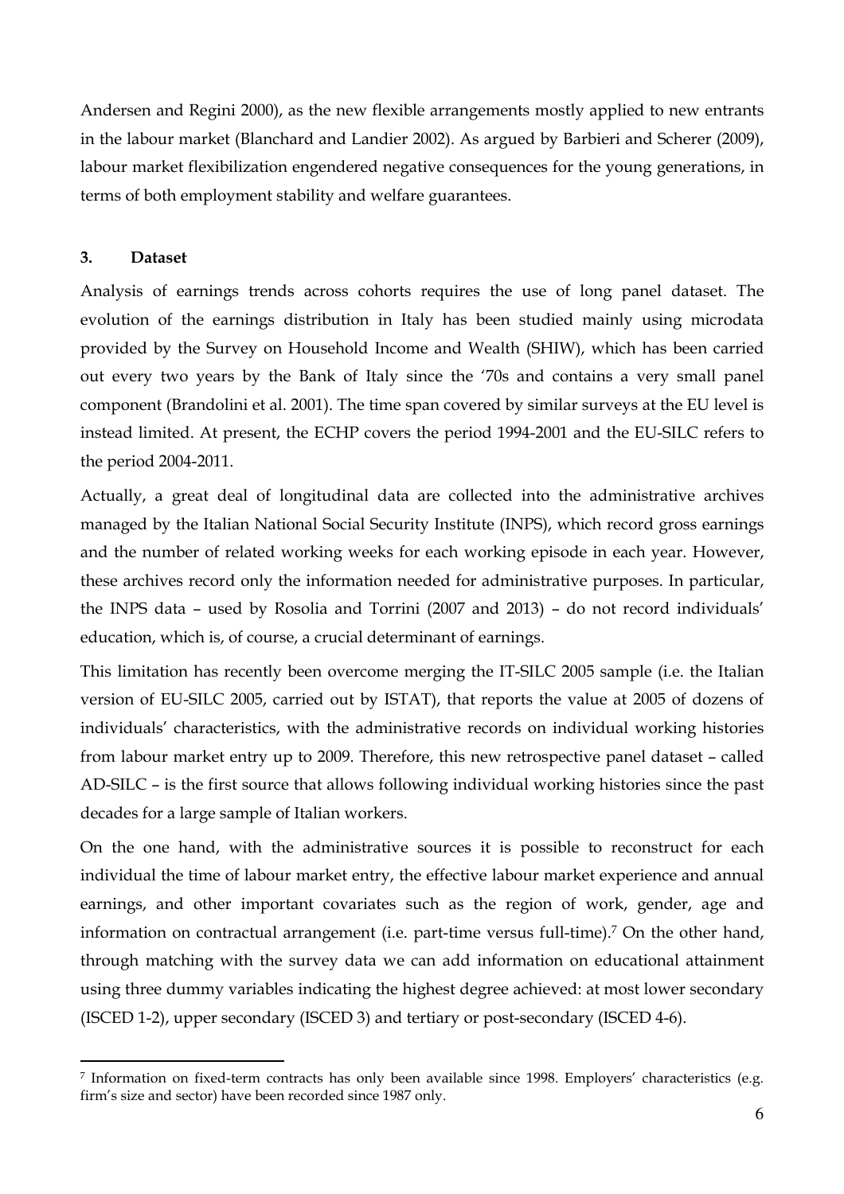Andersen and Regini 2000), as the new flexible arrangements mostly applied to new entrants in the labour market (Blanchard and Landier 2002). As argued by Barbieri and Scherer (2009), labour market flexibilization engendered negative consequences for the young generations, in terms of both employment stability and welfare guarantees.

## 3. Dataset

Analysis of earnings trends across cohorts requires the use of long panel dataset. The evolution of the earnings distribution in Italy has been studied mainly using microdata provided by the Survey on Household Income and Wealth (SHIW), which has been carried out every two years by the Bank of Italy since the '70s and contains a very small panel component (Brandolini et al. 2001). The time span covered by similar surveys at the EU level is instead limited. At present, the ECHP covers the period 1994-2001 and the EU-SILC refers to the period 2004-2011.

Actually, a great deal of longitudinal data are collected into the administrative archives managed by the Italian National Social Security Institute (INPS), which record gross earnings and the number of related working weeks for each working episode in each year. However, these archives record only the information needed for administrative purposes. In particular, the INPS data – used by Rosolia and Torrini (2007 and 2013) – do not record individuals' education, which is, of course, a crucial determinant of earnings.

This limitation has recently been overcome merging the IT-SILC 2005 sample (i.e. the Italian version of EU-SILC 2005, carried out by ISTAT), that reports the value at 2005 of dozens of individuals' characteristics, with the administrative records on individual working histories from labour market entry up to 2009. Therefore, this new retrospective panel dataset – called AD-SILC – is the first source that allows following individual working histories since the past decades for a large sample of Italian workers.

On the one hand, with the administrative sources it is possible to reconstruct for each individual the time of labour market entry, the effective labour market experience and annual earnings, and other important covariates such as the region of work, gender, age and information on contractual arrangement (i.e. part-time versus full-time).[7] On the other hand, through matching with the survey data we can add information on educational attainment using three dummy variables indicating the highest degree achieved: at most lower secondary (ISCED 1-2), upper secondary (ISCED 3) and tertiary or post-secondary (ISCED 4-6).

[7] Information on fixed-term contracts has only been available since 1998. Employers' characteristics (e.g. firm's size and sector) have been recorded since 1987 only.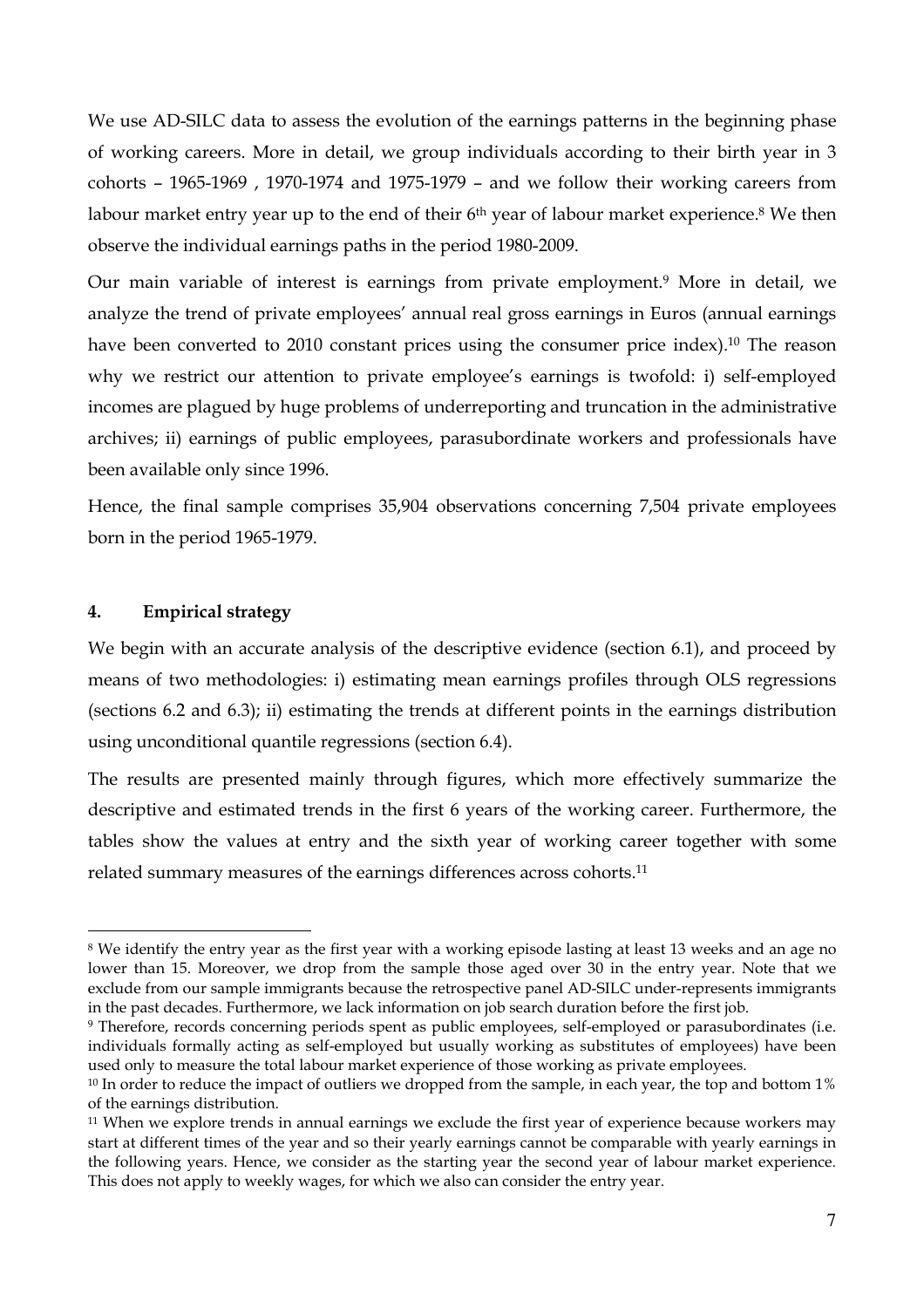We use AD-SILC data to assess the evolution of the earnings patterns in the beginning phase of working careers. More in detail, we group individuals according to their birth year in 3 cohorts – 1965-1969 , 1970-1974 and 1975-1979 – and we follow their working careers from labour market entry year up to the end of their 6th year of labour market experience.[8] We then observe the individual earnings paths in the period 1980-2009.

Our main variable of interest is earnings from private employment.[9] More in detail, we analyze the trend of private employees' annual real gross earnings in Euros (annual earnings have been converted to 2010 constant prices using the consumer price index).[10] The reason why we restrict our attention to private employee's earnings is twofold: i) self-employed incomes are plagued by huge problems of underreporting and truncation in the administrative archives; ii) earnings of public employees, parasubordinate workers and professionals have been available only since 1996.

Hence, the final sample comprises 35,904 observations concerning 7,504 private employees born in the period 1965-1979.

## 4. Empirical strategy

We begin with an accurate analysis of the descriptive evidence (section 6.1), and proceed by means of two methodologies: i) estimating mean earnings profiles through OLS regressions (sections 6.2 and 6.3); ii) estimating the trends at different points in the earnings distribution using unconditional quantile regressions (section 6.4).

The results are presented mainly through figures, which more effectively summarize the descriptive and estimated trends in the first 6 years of the working career. Furthermore, the tables show the values at entry and the sixth year of working career together with some related summary measures of the earnings differences across cohorts.[11]

---

[8] We identify the entry year as the first year with a working episode lasting at least 13 weeks and an age no lower than 15. Moreover, we drop from the sample those aged over 30 in the entry year. Note that we exclude from our sample immigrants because the retrospective panel AD-SILC under-represents immigrants in the past decades. Furthermore, we lack information on job search duration before the first job.

[9] Therefore, records concerning periods spent as public employees, self-employed or parasubordinates (i.e. individuals formally acting as self-employed but usually working as substitutes of employees) have been used only to measure the total labour market experience of those working as private employees.

[10] In order to reduce the impact of outliers we dropped from the sample, in each year, the top and bottom 1% of the earnings distribution.

[11] When we explore trends in annual earnings we exclude the first year of experience because workers may start at different times of the year and so their yearly earnings cannot be comparable with yearly earnings in the following years. Hence, we consider as the starting year the second year of labour market experience. This does not apply to weekly wages, for which we also can consider the entry year.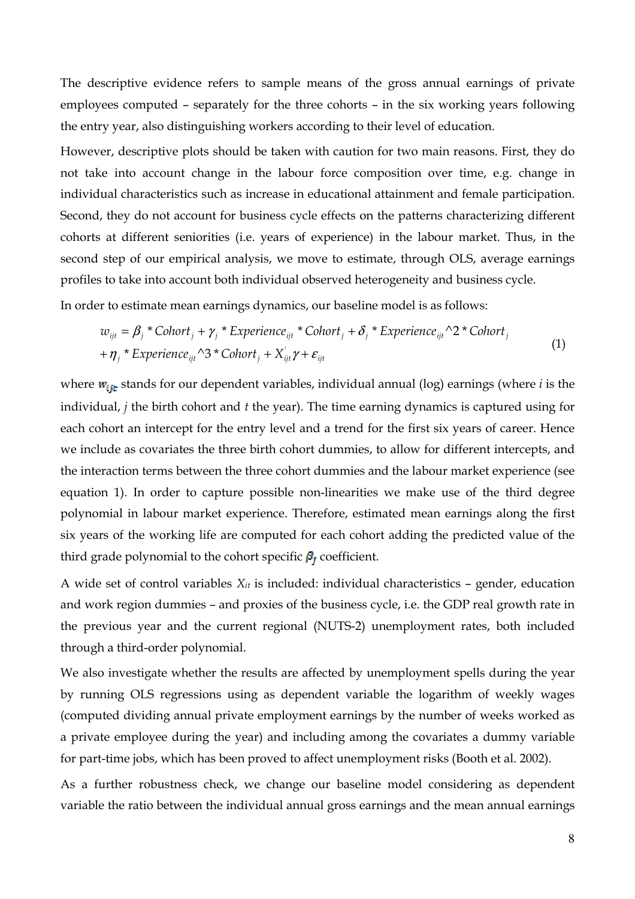The descriptive evidence refers to sample means of the gross annual earnings of private employees computed – separately for the three cohorts – in the six working years following the entry year, also distinguishing workers according to their level of education.

However, descriptive plots should be taken with caution for two main reasons. First, they do not take into account change in the labour force composition over time, e.g. change in individual characteristics such as increase in educational attainment and female participation. Second, they do not account for business cycle effects on the patterns characterizing different cohorts at different seniorities (i.e. years of experience) in the labour market. Thus, in the second step of our empirical analysis, we move to estimate, through OLS, average earnings profiles to take into account both individual observed heterogeneity and business cycle.

In order to estimate mean earnings dynamics, our baseline model is as follows:

$$w_{ijt} = \beta_j * Cohort_j + \gamma_j * Experience_{ijt} * Cohort_j + \delta_j * Experience_{ijt} \wedge 2 * Cohort_j + \eta_j * Experience_{ijt} \wedge 3 * Cohort_j + X_{ijt}^{'}\gamma + \varepsilon_{ijt} \quad (1)$$

where $w_{ijt}$ stands for our dependent variables, individual annual (log) earnings (where *i* is the individual, *j* the birth cohort and *t* the year). The time earning dynamics is captured using for each cohort an intercept for the entry level and a trend for the first six years of career. Hence we include as covariates the three birth cohort dummies, to allow for different intercepts, and the interaction terms between the three cohort dummies and the labour market experience (see equation 1). In order to capture possible non-linearities we make use of the third degree polynomial in labour market experience. Therefore, estimated mean earnings along the first six years of the working life are computed for each cohort adding the predicted value of the third grade polynomial to the cohort specific $\beta_j$ coefficient.

A wide set of control variables $X_{it}$ is included: individual characteristics – gender, education and work region dummies – and proxies of the business cycle, i.e. the GDP real growth rate in the previous year and the current regional (NUTS-2) unemployment rates, both included through a third-order polynomial.

We also investigate whether the results are affected by unemployment spells during the year by running OLS regressions using as dependent variable the logarithm of weekly wages (computed dividing annual private employment earnings by the number of weeks worked as a private employee during the year) and including among the covariates a dummy variable for part-time jobs, which has been proved to affect unemployment risks (Booth et al. 2002).

As a further robustness check, we change our baseline model considering as dependent variable the ratio between the individual annual gross earnings and the mean annual earnings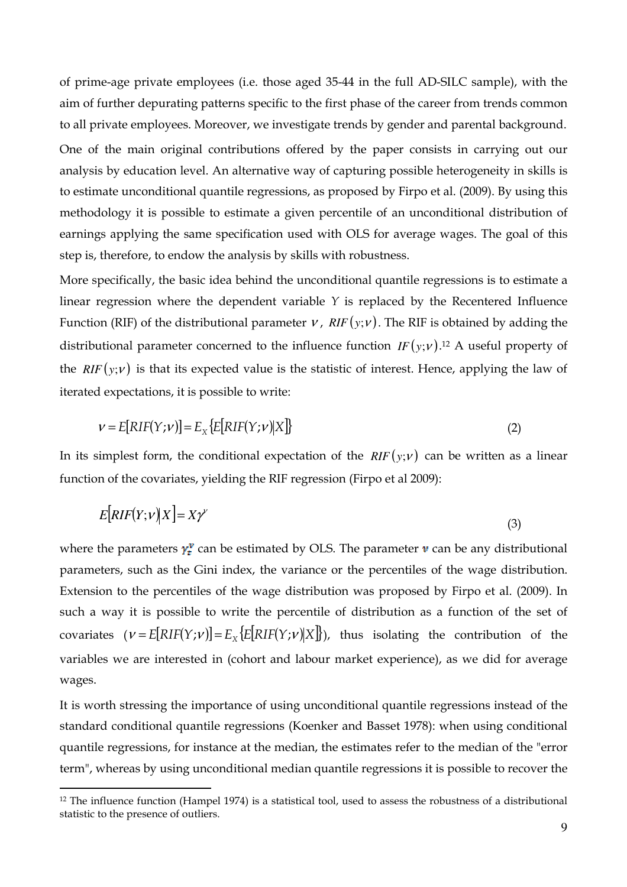of prime-age private employees (i.e. those aged 35-44 in the full AD-SILC sample), with the aim of further depurating patterns specific to the first phase of the career from trends common to all private employees. Moreover, we investigate trends by gender and parental background.

One of the main original contributions offered by the paper consists in carrying out our analysis by education level. An alternative way of capturing possible heterogeneity in skills is to estimate unconditional quantile regressions, as proposed by Firpo et al. (2009). By using this methodology it is possible to estimate a given percentile of an unconditional distribution of earnings applying the same specification used with OLS for average wages. The goal of this step is, therefore, to endow the analysis by skills with robustness.

More specifically, the basic idea behind the unconditional quantile regressions is to estimate a linear regression where the dependent variable $Y$ is replaced by the Recentered Influence Function (RIF) of the distributional parameter $\nu$, $RIF(y;\nu)$. The RIF is obtained by adding the distributional parameter concerned to the influence function $IF(y;\nu)$.[12] A useful property of the $RIF(y;\nu)$ is that its expected value is the statistic of interest. Hence, applying the law of iterated expectations, it is possible to write:

$$\nu = E[RIF(Y;\nu)] = E_X\{E[RIF(Y;\nu)|X]\} \tag{2}$$

In its simplest form, the conditional expectation of the $RIF(y;\nu)$ can be written as a linear function of the covariates, yielding the RIF regression (Firpo et al 2009):

$$E[RIF(Y;\nu)|X] = X\gamma^{\nu} \tag{3}$$

where the parameters $\gamma_t^{\nu}$ can be estimated by OLS. The parameter $\nu$ can be any distributional parameters, such as the Gini index, the variance or the percentiles of the wage distribution. Extension to the percentiles of the wage distribution was proposed by Firpo et al. (2009). In such a way it is possible to write the percentile of distribution as a function of the set of covariates ($\nu = E[RIF(Y;\nu)] = E_X\{E[RIF(Y;\nu)|X]\}$), thus isolating the contribution of the variables we are interested in (cohort and labour market experience), as we did for average wages.

It is worth stressing the importance of using unconditional quantile regressions instead of the standard conditional quantile regressions (Koenker and Basset 1978): when using conditional quantile regressions, for instance at the median, the estimates refer to the median of the "error term", whereas by using unconditional median quantile regressions it is possible to recover the

[12] The influence function (Hampel 1974) is a statistical tool, used to assess the robustness of a distributional statistic to the presence of outliers.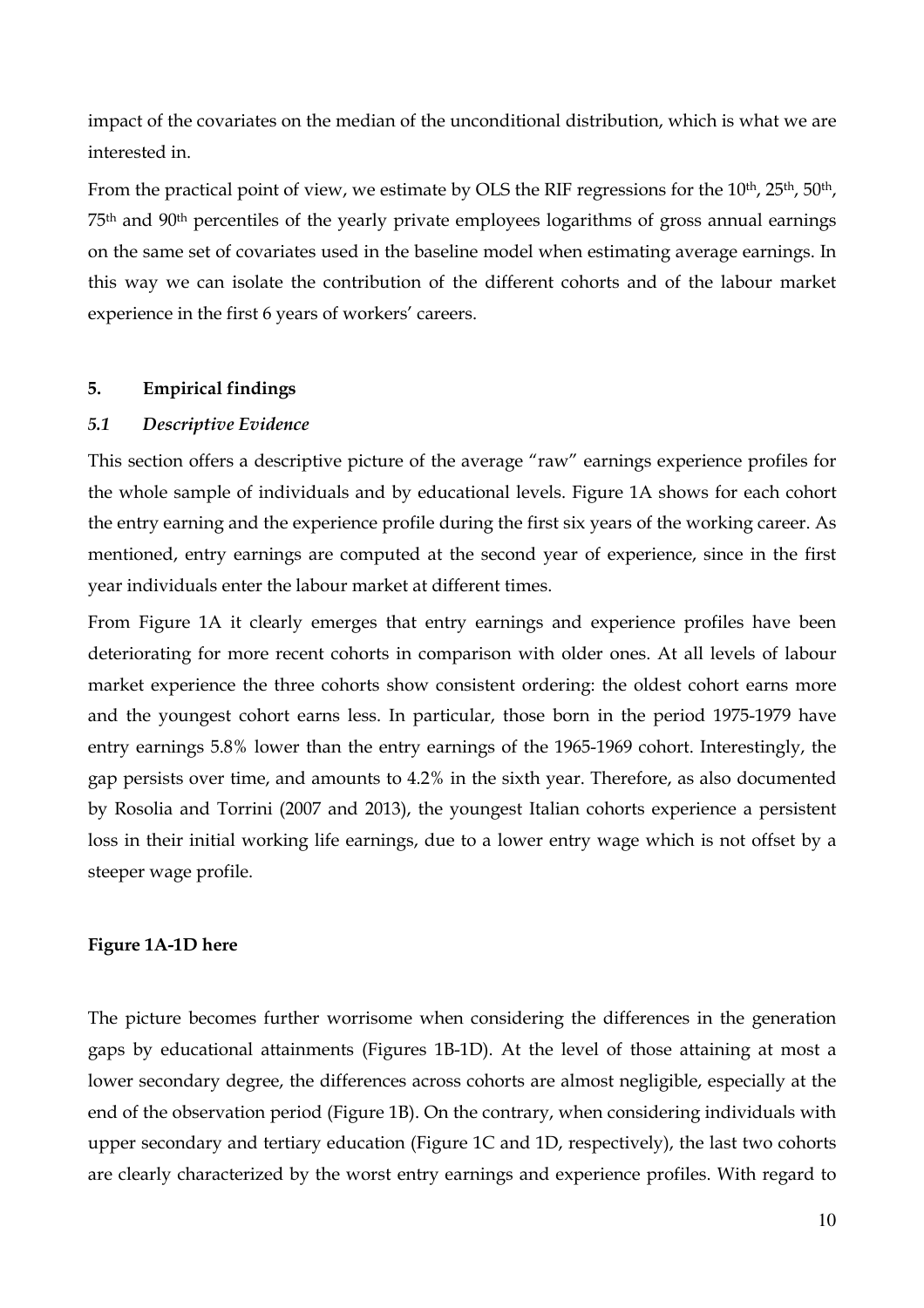impact of the covariates on the median of the unconditional distribution, which is what we are interested in.

From the practical point of view, we estimate by OLS the RIF regressions for the 10th, 25th, 50th, 75th and 90th percentiles of the yearly private employees logarithms of gross annual earnings on the same set of covariates used in the baseline model when estimating average earnings. In this way we can isolate the contribution of the different cohorts and of the labour market experience in the first 6 years of workers' careers.

## 5. Empirical findings

### *5.1 Descriptive Evidence*

This section offers a descriptive picture of the average "raw" earnings experience profiles for the whole sample of individuals and by educational levels. Figure 1A shows for each cohort the entry earning and the experience profile during the first six years of the working career. As mentioned, entry earnings are computed at the second year of experience, since in the first year individuals enter the labour market at different times.

From Figure 1A it clearly emerges that entry earnings and experience profiles have been deteriorating for more recent cohorts in comparison with older ones. At all levels of labour market experience the three cohorts show consistent ordering: the oldest cohort earns more and the youngest cohort earns less. In particular, those born in the period 1975-1979 have entry earnings 5.8% lower than the entry earnings of the 1965-1969 cohort. Interestingly, the gap persists over time, and amounts to 4.2% in the sixth year. Therefore, as also documented by Rosolia and Torrini (2007 and 2013), the youngest Italian cohorts experience a persistent loss in their initial working life earnings, due to a lower entry wage which is not offset by a steeper wage profile.

**Figure 1A-1D here**

The picture becomes further worrisome when considering the differences in the generation gaps by educational attainments (Figures 1B-1D). At the level of those attaining at most a lower secondary degree, the differences across cohorts are almost negligible, especially at the end of the observation period (Figure 1B). On the contrary, when considering individuals with upper secondary and tertiary education (Figure 1C and 1D, respectively), the last two cohorts are clearly characterized by the worst entry earnings and experience profiles. With regard to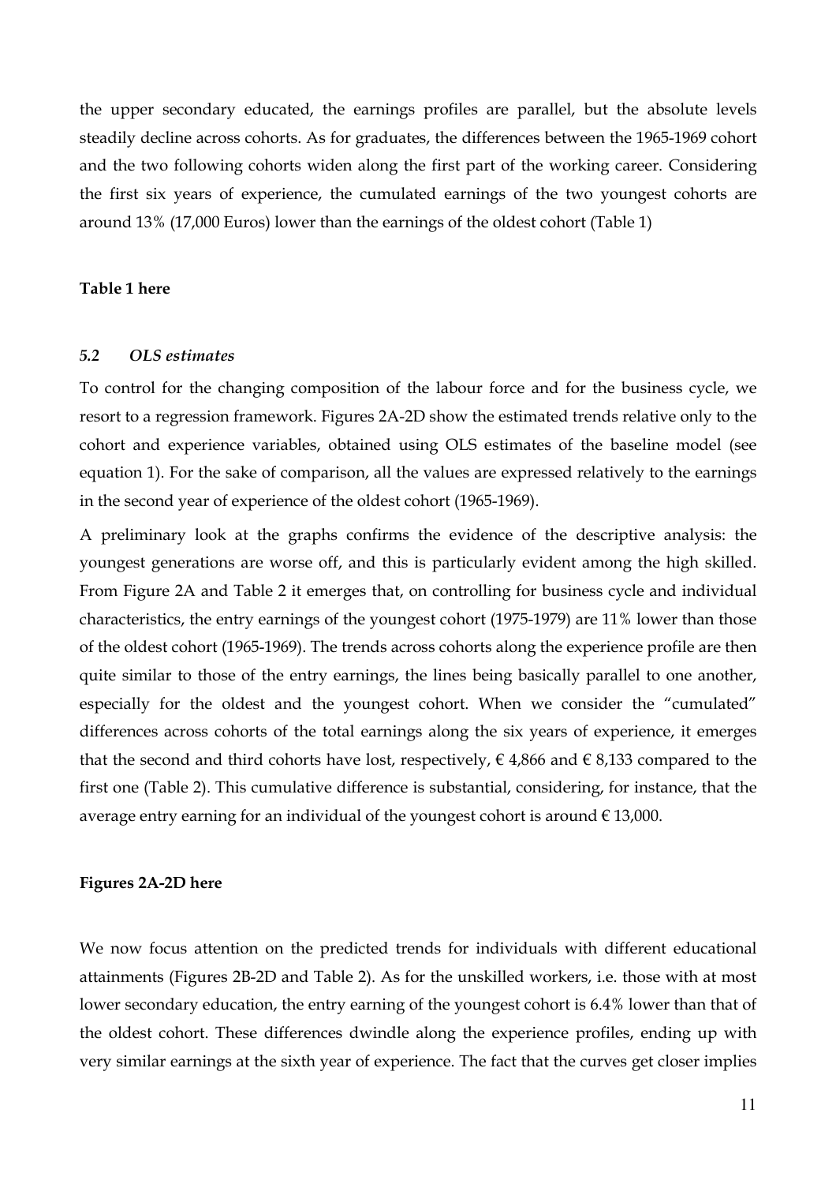the upper secondary educated, the earnings profiles are parallel, but the absolute levels steadily decline across cohorts. As for graduates, the differences between the 1965-1969 cohort and the two following cohorts widen along the first part of the working career. Considering the first six years of experience, the cumulated earnings of the two youngest cohorts are around 13% (17,000 Euros) lower than the earnings of the oldest cohort (Table 1)

**Table 1 here**

### *5.2 OLS estimates*

To control for the changing composition of the labour force and for the business cycle, we resort to a regression framework. Figures 2A-2D show the estimated trends relative only to the cohort and experience variables, obtained using OLS estimates of the baseline model (see equation 1). For the sake of comparison, all the values are expressed relatively to the earnings in the second year of experience of the oldest cohort (1965-1969).

A preliminary look at the graphs confirms the evidence of the descriptive analysis: the youngest generations are worse off, and this is particularly evident among the high skilled. From Figure 2A and Table 2 it emerges that, on controlling for business cycle and individual characteristics, the entry earnings of the youngest cohort (1975-1979) are 11% lower than those of the oldest cohort (1965-1969). The trends across cohorts along the experience profile are then quite similar to those of the entry earnings, the lines being basically parallel to one another, especially for the oldest and the youngest cohort. When we consider the "cumulated" differences across cohorts of the total earnings along the six years of experience, it emerges that the second and third cohorts have lost, respectively, € 4,866 and € 8,133 compared to the first one (Table 2). This cumulative difference is substantial, considering, for instance, that the average entry earning for an individual of the youngest cohort is around € 13,000.

**Figures 2A-2D here**

We now focus attention on the predicted trends for individuals with different educational attainments (Figures 2B-2D and Table 2). As for the unskilled workers, i.e. those with at most lower secondary education, the entry earning of the youngest cohort is 6.4% lower than that of the oldest cohort. These differences dwindle along the experience profiles, ending up with very similar earnings at the sixth year of experience. The fact that the curves get closer implies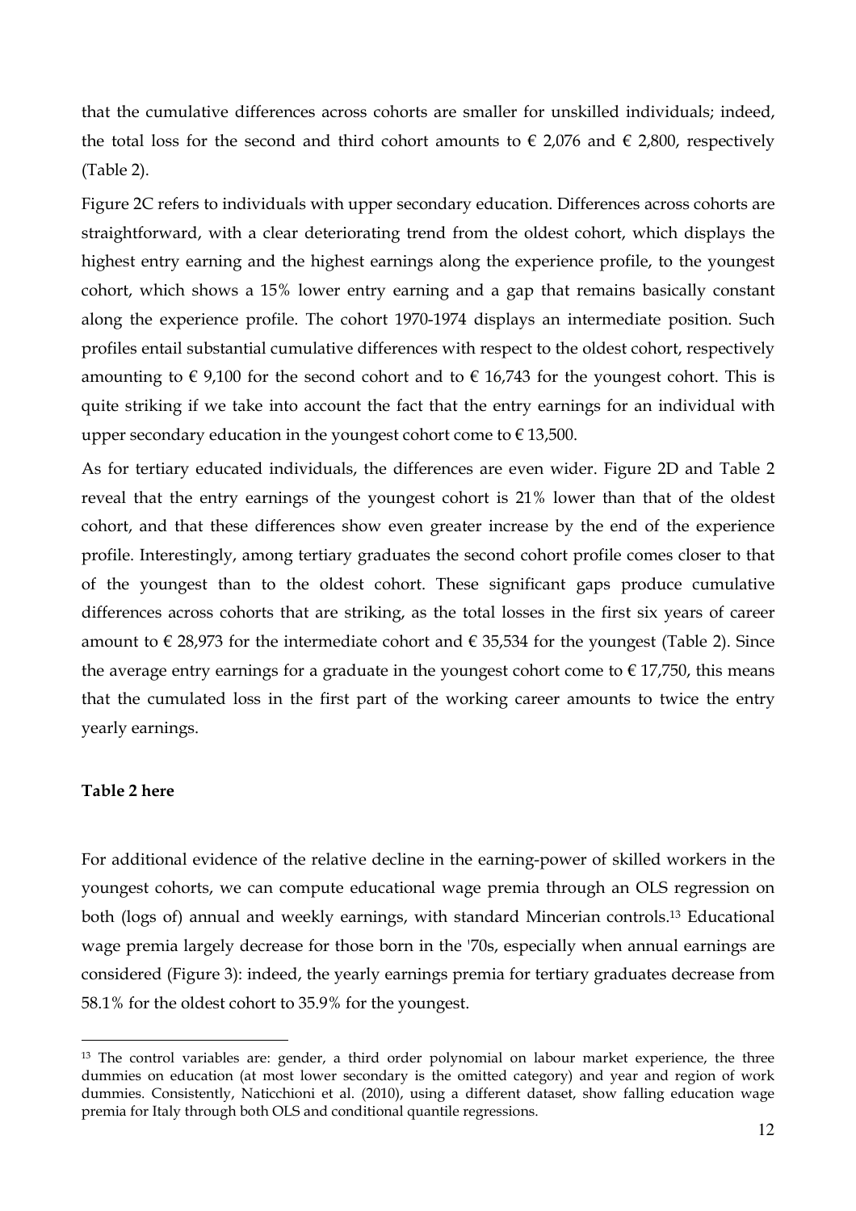that the cumulative differences across cohorts are smaller for unskilled individuals; indeed, the total loss for the second and third cohort amounts to € 2,076 and € 2,800, respectively (Table 2).

Figure 2C refers to individuals with upper secondary education. Differences across cohorts are straightforward, with a clear deteriorating trend from the oldest cohort, which displays the highest entry earning and the highest earnings along the experience profile, to the youngest cohort, which shows a 15% lower entry earning and a gap that remains basically constant along the experience profile. The cohort 1970-1974 displays an intermediate position. Such profiles entail substantial cumulative differences with respect to the oldest cohort, respectively amounting to € 9,100 for the second cohort and to € 16,743 for the youngest cohort. This is quite striking if we take into account the fact that the entry earnings for an individual with upper secondary education in the youngest cohort come to € 13,500.

As for tertiary educated individuals, the differences are even wider. Figure 2D and Table 2 reveal that the entry earnings of the youngest cohort is 21% lower than that of the oldest cohort, and that these differences show even greater increase by the end of the experience profile. Interestingly, among tertiary graduates the second cohort profile comes closer to that of the youngest than to the oldest cohort. These significant gaps produce cumulative differences across cohorts that are striking, as the total losses in the first six years of career amount to € 28,973 for the intermediate cohort and € 35,534 for the youngest (Table 2). Since the average entry earnings for a graduate in the youngest cohort come to € 17,750, this means that the cumulated loss in the first part of the working career amounts to twice the entry yearly earnings.

**Table 2 here**

For additional evidence of the relative decline in the earning-power of skilled workers in the youngest cohorts, we can compute educational wage premia through an OLS regression on both (logs of) annual and weekly earnings, with standard Mincerian controls.[13] Educational wage premia largely decrease for those born in the '70s, especially when annual earnings are considered (Figure 3): indeed, the yearly earnings premia for tertiary graduates decrease from 58.1% for the oldest cohort to 35.9% for the youngest.

[13] The control variables are: gender, a third order polynomial on labour market experience, the three dummies on education (at most lower secondary is the omitted category) and year and region of work dummies. Consistently, Naticchioni et al. (2010), using a different dataset, show falling education wage premia for Italy through both OLS and conditional quantile regressions.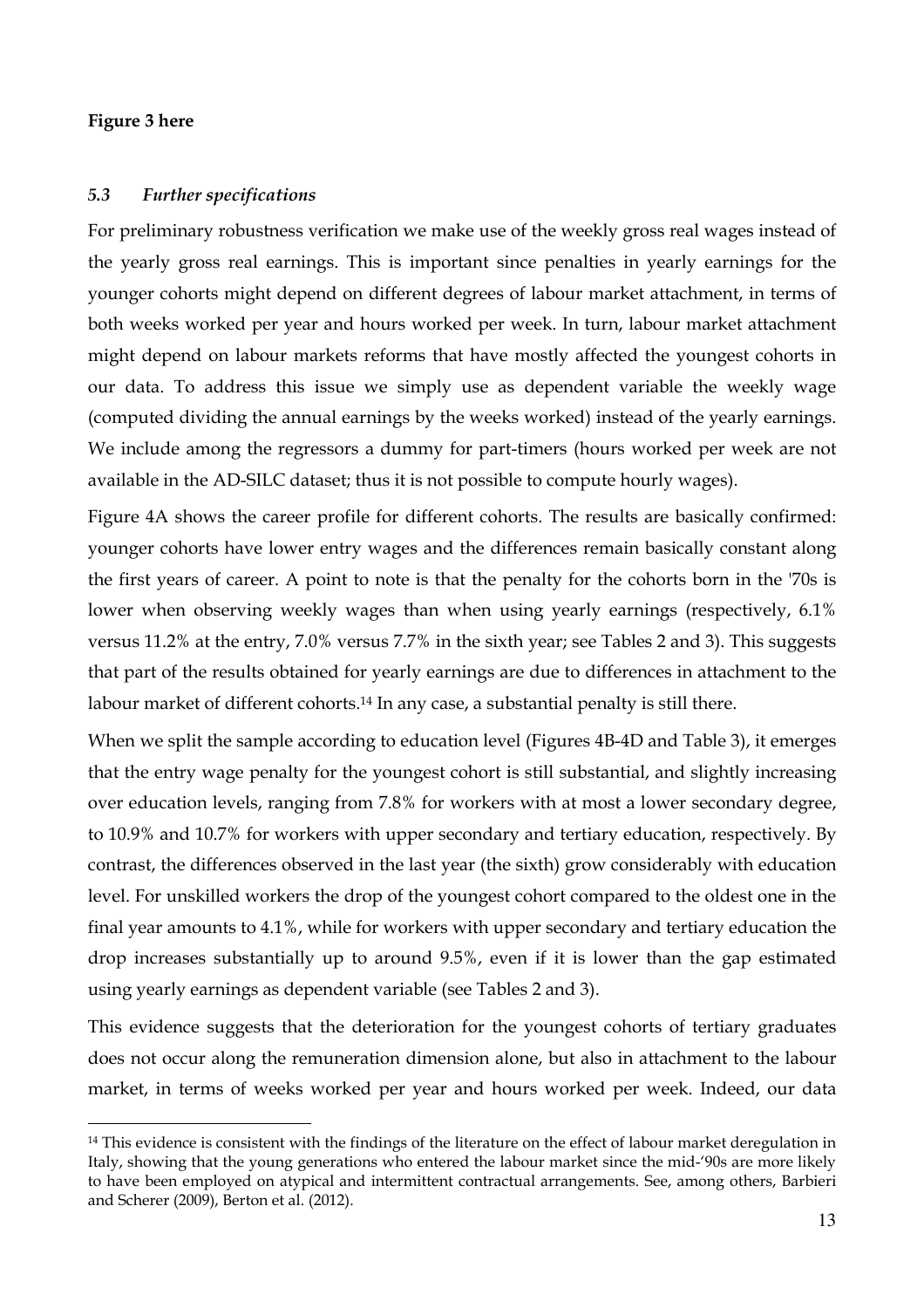**Figure 3 here**

### *5.3 Further specifications*

For preliminary robustness verification we make use of the weekly gross real wages instead of the yearly gross real earnings. This is important since penalties in yearly earnings for the younger cohorts might depend on different degrees of labour market attachment, in terms of both weeks worked per year and hours worked per week. In turn, labour market attachment might depend on labour markets reforms that have mostly affected the youngest cohorts in our data. To address this issue we simply use as dependent variable the weekly wage (computed dividing the annual earnings by the weeks worked) instead of the yearly earnings. We include among the regressors a dummy for part-timers (hours worked per week are not available in the AD-SILC dataset; thus it is not possible to compute hourly wages).

Figure 4A shows the career profile for different cohorts. The results are basically confirmed: younger cohorts have lower entry wages and the differences remain basically constant along the first years of career. A point to note is that the penalty for the cohorts born in the '70s is lower when observing weekly wages than when using yearly earnings (respectively, 6.1% versus 11.2% at the entry, 7.0% versus 7.7% in the sixth year; see Tables 2 and 3). This suggests that part of the results obtained for yearly earnings are due to differences in attachment to the labour market of different cohorts.[14] In any case, a substantial penalty is still there.

When we split the sample according to education level (Figures 4B-4D and Table 3), it emerges that the entry wage penalty for the youngest cohort is still substantial, and slightly increasing over education levels, ranging from 7.8% for workers with at most a lower secondary degree, to 10.9% and 10.7% for workers with upper secondary and tertiary education, respectively. By contrast, the differences observed in the last year (the sixth) grow considerably with education level. For unskilled workers the drop of the youngest cohort compared to the oldest one in the final year amounts to 4.1%, while for workers with upper secondary and tertiary education the drop increases substantially up to around 9.5%, even if it is lower than the gap estimated using yearly earnings as dependent variable (see Tables 2 and 3).

This evidence suggests that the deterioration for the youngest cohorts of tertiary graduates does not occur along the remuneration dimension alone, but also in attachment to the labour market, in terms of weeks worked per year and hours worked per week. Indeed, our data

[14] This evidence is consistent with the findings of the literature on the effect of labour market deregulation in Italy, showing that the young generations who entered the labour market since the mid-'90s are more likely to have been employed on atypical and intermittent contractual arrangements. See, among others, Barbieri and Scherer (2009), Berton et al. (2012).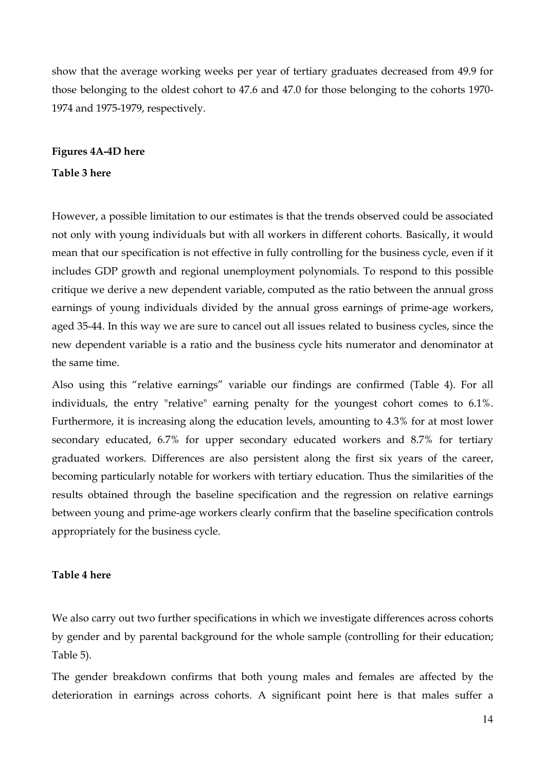show that the average working weeks per year of tertiary graduates decreased from 49.9 for those belonging to the oldest cohort to 47.6 and 47.0 for those belonging to the cohorts 1970-1974 and 1975-1979, respectively.

**Figures 4A-4D here**

**Table 3 here**

However, a possible limitation to our estimates is that the trends observed could be associated not only with young individuals but with all workers in different cohorts. Basically, it would mean that our specification is not effective in fully controlling for the business cycle, even if it includes GDP growth and regional unemployment polynomials. To respond to this possible critique we derive a new dependent variable, computed as the ratio between the annual gross earnings of young individuals divided by the annual gross earnings of prime-age workers, aged 35-44. In this way we are sure to cancel out all issues related to business cycles, since the new dependent variable is a ratio and the business cycle hits numerator and denominator at the same time.

Also using this "relative earnings" variable our findings are confirmed (Table 4). For all individuals, the entry "relative" earning penalty for the youngest cohort comes to 6.1%. Furthermore, it is increasing along the education levels, amounting to 4.3% for at most lower secondary educated, 6.7% for upper secondary educated workers and 8.7% for tertiary graduated workers. Differences are also persistent along the first six years of the career, becoming particularly notable for workers with tertiary education. Thus the similarities of the results obtained through the baseline specification and the regression on relative earnings between young and prime-age workers clearly confirm that the baseline specification controls appropriately for the business cycle.

**Table 4 here**

We also carry out two further specifications in which we investigate differences across cohorts by gender and by parental background for the whole sample (controlling for their education; Table 5).

The gender breakdown confirms that both young males and females are affected by the deterioration in earnings across cohorts. A significant point here is that males suffer a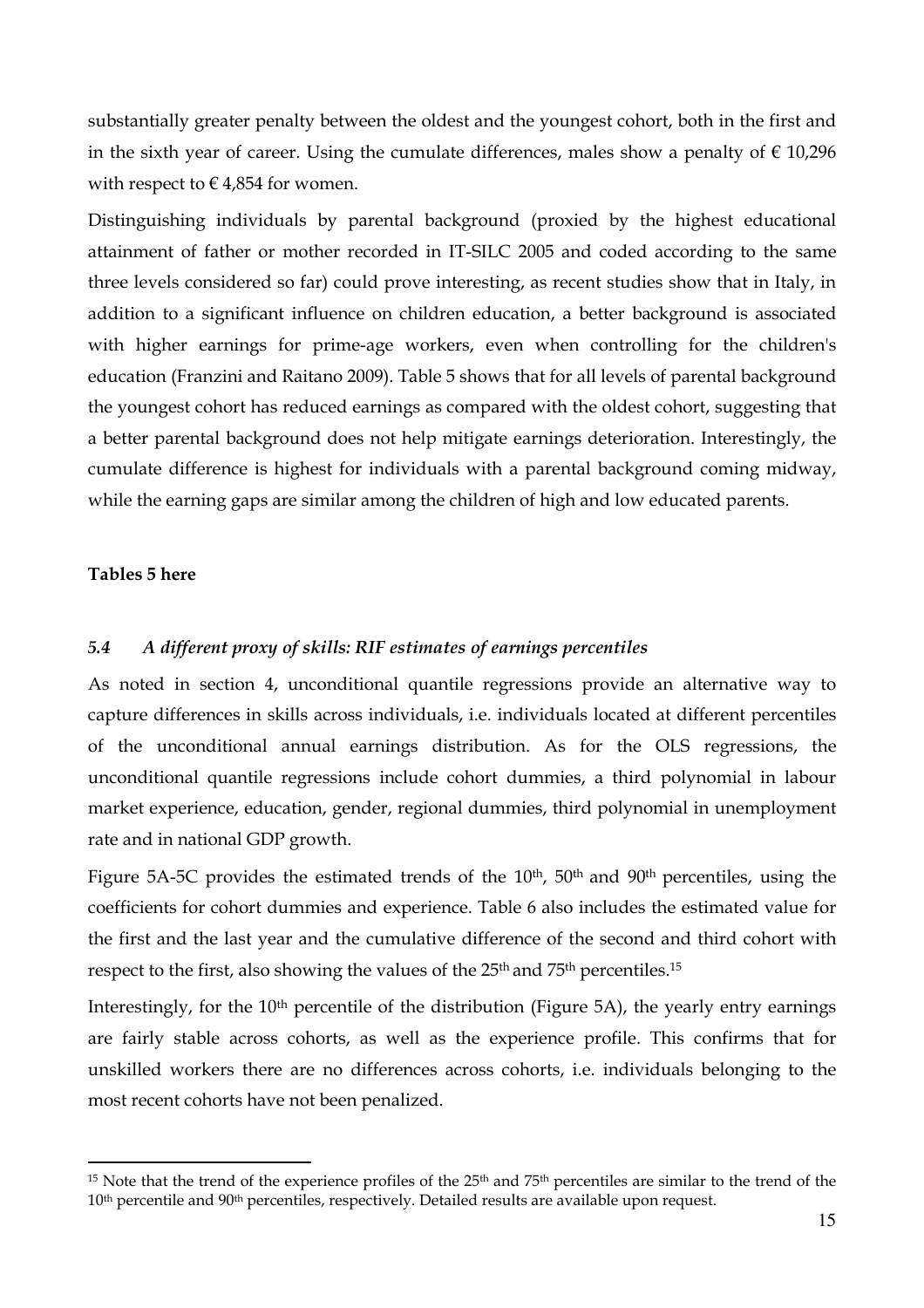substantially greater penalty between the oldest and the youngest cohort, both in the first and in the sixth year of career. Using the cumulate differences, males show a penalty of € 10,296 with respect to € 4,854 for women.

Distinguishing individuals by parental background (proxied by the highest educational attainment of father or mother recorded in IT-SILC 2005 and coded according to the same three levels considered so far) could prove interesting, as recent studies show that in Italy, in addition to a significant influence on children education, a better background is associated with higher earnings for prime-age workers, even when controlling for the children's education (Franzini and Raitano 2009). Table 5 shows that for all levels of parental background the youngest cohort has reduced earnings as compared with the oldest cohort, suggesting that a better parental background does not help mitigate earnings deterioration. Interestingly, the cumulate difference is highest for individuals with a parental background coming midway, while the earning gaps are similar among the children of high and low educated parents.

**Tables 5 here**

### *5.4 A different proxy of skills: RIF estimates of earnings percentiles*

As noted in section 4, unconditional quantile regressions provide an alternative way to capture differences in skills across individuals, i.e. individuals located at different percentiles of the unconditional annual earnings distribution. As for the OLS regressions, the unconditional quantile regressions include cohort dummies, a third polynomial in labour market experience, education, gender, regional dummies, third polynomial in unemployment rate and in national GDP growth.

Figure 5A-5C provides the estimated trends of the 10th, 50th and 90th percentiles, using the coefficients for cohort dummies and experience. Table 6 also includes the estimated value for the first and the last year and the cumulative difference of the second and third cohort with respect to the first, also showing the values of the 25th and 75th percentiles.[15]

Interestingly, for the 10th percentile of the distribution (Figure 5A), the yearly entry earnings are fairly stable across cohorts, as well as the experience profile. This confirms that for unskilled workers there are no differences across cohorts, i.e. individuals belonging to the most recent cohorts have not been penalized.

[15] Note that the trend of the experience profiles of the 25th and 75th percentiles are similar to the trend of the 10th percentile and 90th percentiles, respectively. Detailed results are available upon request.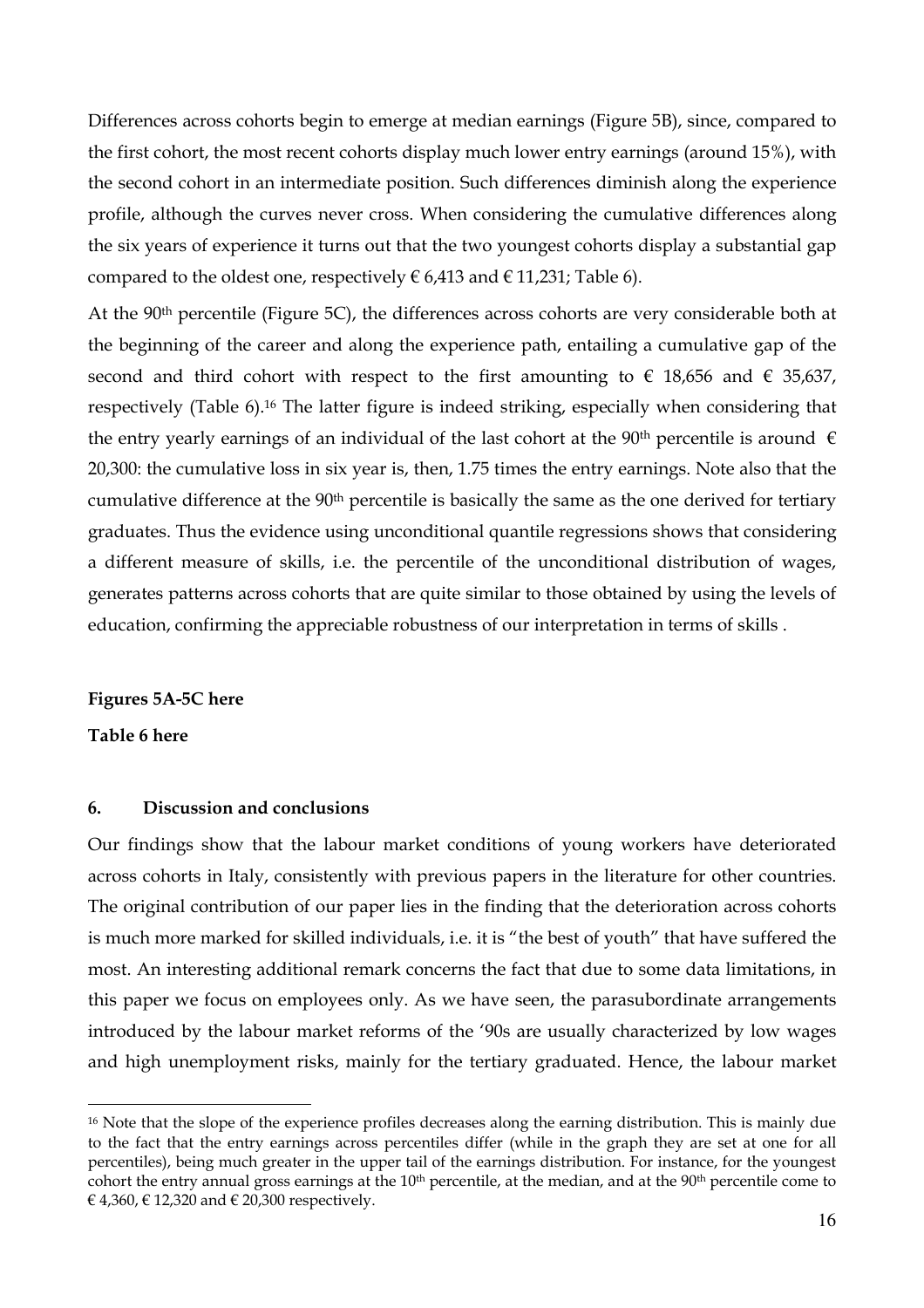Differences across cohorts begin to emerge at median earnings (Figure 5B), since, compared to the first cohort, the most recent cohorts display much lower entry earnings (around 15%), with the second cohort in an intermediate position. Such differences diminish along the experience profile, although the curves never cross. When considering the cumulative differences along the six years of experience it turns out that the two youngest cohorts display a substantial gap compared to the oldest one, respectively € 6,413 and € 11,231; Table 6).

At the 90th percentile (Figure 5C), the differences across cohorts are very considerable both at the beginning of the career and along the experience path, entailing a cumulative gap of the second and third cohort with respect to the first amounting to € 18,656 and € 35,637, respectively (Table 6).[16] The latter figure is indeed striking, especially when considering that the entry yearly earnings of an individual of the last cohort at the 90th percentile is around € 20,300: the cumulative loss in six year is, then, 1.75 times the entry earnings. Note also that the cumulative difference at the 90th percentile is basically the same as the one derived for tertiary graduates. Thus the evidence using unconditional quantile regressions shows that considering a different measure of skills, i.e. the percentile of the unconditional distribution of wages, generates patterns across cohorts that are quite similar to those obtained by using the levels of education, confirming the appreciable robustness of our interpretation in terms of skills .

**Figures 5A-5C here**

**Table 6 here**

## 6. Discussion and conclusions

Our findings show that the labour market conditions of young workers have deteriorated across cohorts in Italy, consistently with previous papers in the literature for other countries. The original contribution of our paper lies in the finding that the deterioration across cohorts is much more marked for skilled individuals, i.e. it is "the best of youth" that have suffered the most. An interesting additional remark concerns the fact that due to some data limitations, in this paper we focus on employees only. As we have seen, the parasubordinate arrangements introduced by the labour market reforms of the '90s are usually characterized by low wages and high unemployment risks, mainly for the tertiary graduated. Hence, the labour market

---

[16] Note that the slope of the experience profiles decreases along the earning distribution. This is mainly due to the fact that the entry earnings across percentiles differ (while in the graph they are set at one for all percentiles), being much greater in the upper tail of the earnings distribution. For instance, for the youngest cohort the entry annual gross earnings at the 10th percentile, at the median, and at the 90th percentile come to € 4,360, € 12,320 and € 20,300 respectively.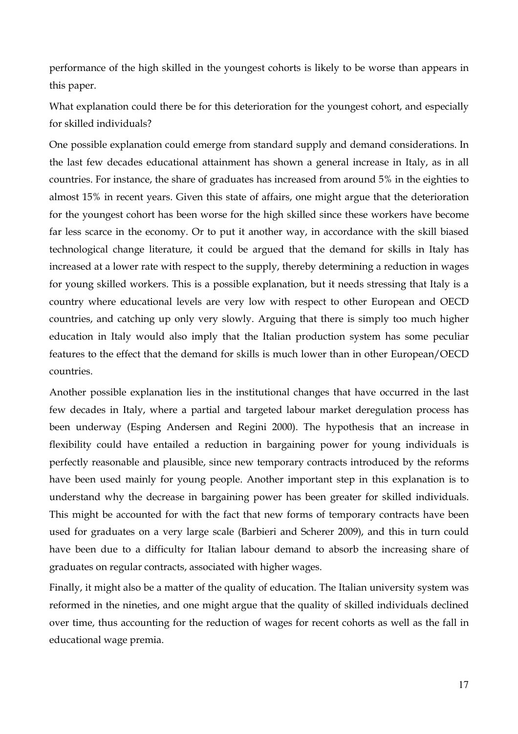performance of the high skilled in the youngest cohorts is likely to be worse than appears in this paper.

What explanation could there be for this deterioration for the youngest cohort, and especially for skilled individuals?

One possible explanation could emerge from standard supply and demand considerations. In the last few decades educational attainment has shown a general increase in Italy, as in all countries. For instance, the share of graduates has increased from around 5% in the eighties to almost 15% in recent years. Given this state of affairs, one might argue that the deterioration for the youngest cohort has been worse for the high skilled since these workers have become far less scarce in the economy. Or to put it another way, in accordance with the skill biased technological change literature, it could be argued that the demand for skills in Italy has increased at a lower rate with respect to the supply, thereby determining a reduction in wages for young skilled workers. This is a possible explanation, but it needs stressing that Italy is a country where educational levels are very low with respect to other European and OECD countries, and catching up only very slowly. Arguing that there is simply too much higher education in Italy would also imply that the Italian production system has some peculiar features to the effect that the demand for skills is much lower than in other European/OECD countries.

Another possible explanation lies in the institutional changes that have occurred in the last few decades in Italy, where a partial and targeted labour market deregulation process has been underway (Esping Andersen and Regini 2000). The hypothesis that an increase in flexibility could have entailed a reduction in bargaining power for young individuals is perfectly reasonable and plausible, since new temporary contracts introduced by the reforms have been used mainly for young people. Another important step in this explanation is to understand why the decrease in bargaining power has been greater for skilled individuals. This might be accounted for with the fact that new forms of temporary contracts have been used for graduates on a very large scale (Barbieri and Scherer 2009), and this in turn could have been due to a difficulty for Italian labour demand to absorb the increasing share of graduates on regular contracts, associated with higher wages.

Finally, it might also be a matter of the quality of education. The Italian university system was reformed in the nineties, and one might argue that the quality of skilled individuals declined over time, thus accounting for the reduction of wages for recent cohorts as well as the fall in educational wage premia.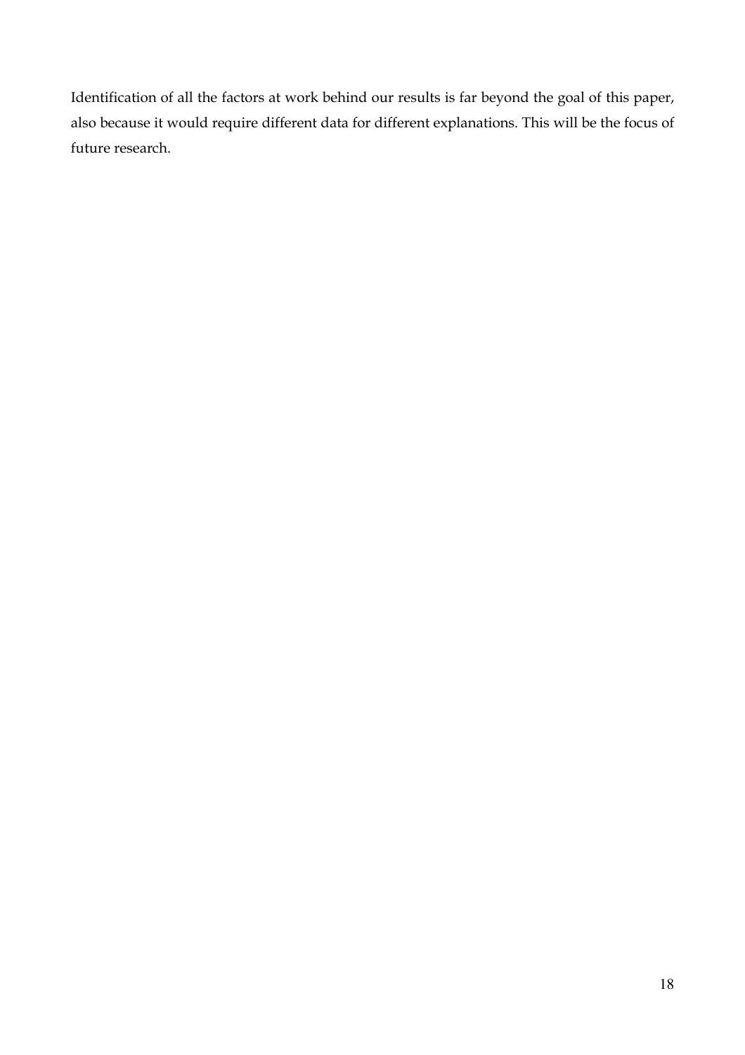Identification of all the factors at work behind our results is far beyond the goal of this paper, also because it would require different data for different explanations. This will be the focus of future research.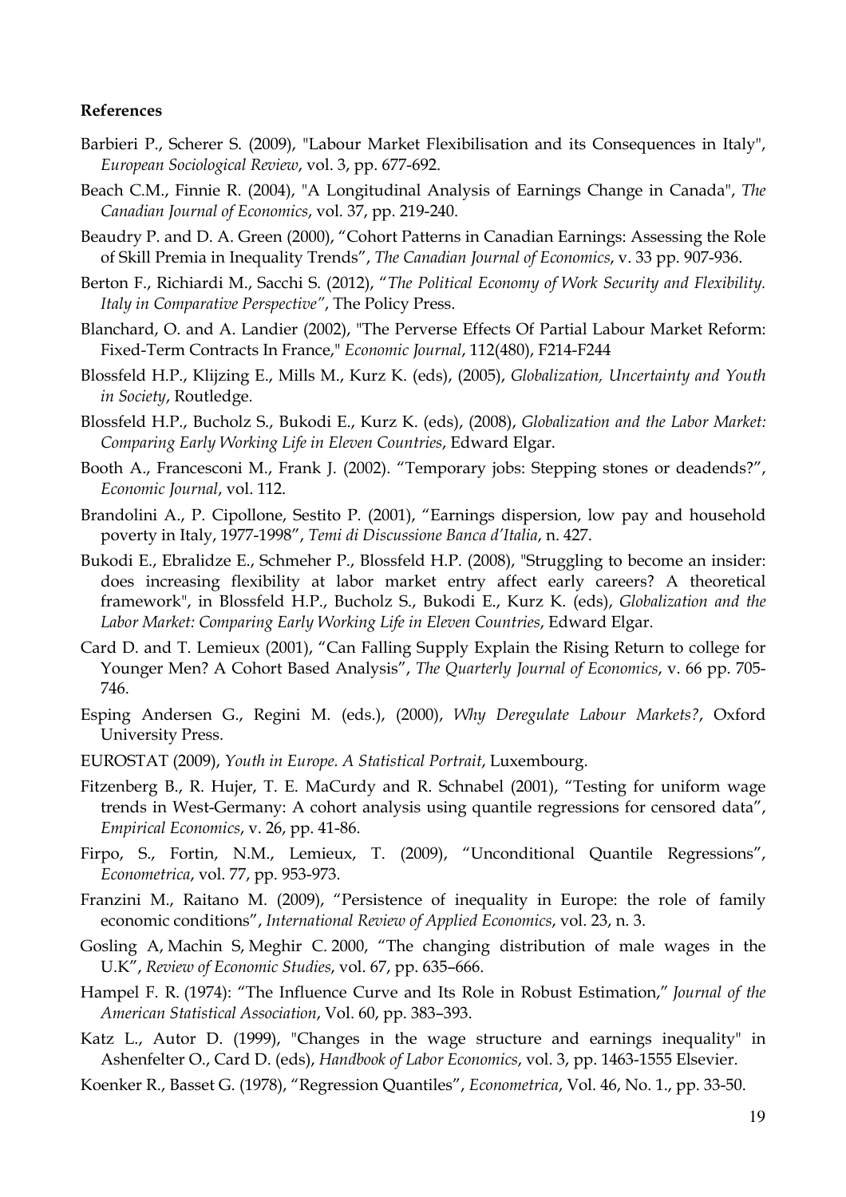**References**

Barbieri P., Scherer S. (2009), "Labour Market Flexibilisation and its Consequences in Italy", *European Sociological Review*, vol. 3, pp. 677-692.

Beach C.M., Finnie R. (2004), "A Longitudinal Analysis of Earnings Change in Canada", *The Canadian Journal of Economics*, vol. 37, pp. 219-240.

Beaudry P. and D. A. Green (2000), "Cohort Patterns in Canadian Earnings: Assessing the Role of Skill Premia in Inequality Trends", *The Canadian Journal of Economics*, v. 33 pp. 907-936.

Berton F., Richiardi M., Sacchi S. (2012), "*The Political Economy of Work Security and Flexibility. Italy in Comparative Perspective"*, The Policy Press.

Blanchard, O. and A. Landier (2002), "The Perverse Effects Of Partial Labour Market Reform: Fixed-Term Contracts In France," *Economic Journal*, 112(480), F214-F244

Blossfeld H.P., Klijzing E., Mills M., Kurz K. (eds), (2005), *Globalization, Uncertainty and Youth in Society*, Routledge.

Blossfeld H.P., Bucholz S., Bukodi E., Kurz K. (eds), (2008), *Globalization and the Labor Market: Comparing Early Working Life in Eleven Countries*, Edward Elgar.

Booth A., Francesconi M., Frank J. (2002). "Temporary jobs: Stepping stones or deadends?", *Economic Journal*, vol. 112.

Brandolini A., P. Cipollone, Sestito P. (2001), "Earnings dispersion, low pay and household poverty in Italy, 1977-1998", *Temi di Discussione Banca d'Italia*, n. 427.

Bukodi E., Ebralidze E., Schmeher P., Blossfeld H.P. (2008), "Struggling to become an insider: does increasing flexibility at labor market entry affect early careers? A theoretical framework", in Blossfeld H.P., Bucholz S., Bukodi E., Kurz K. (eds), *Globalization and the Labor Market: Comparing Early Working Life in Eleven Countries*, Edward Elgar.

Card D. and T. Lemieux (2001), "Can Falling Supply Explain the Rising Return to college for Younger Men? A Cohort Based Analysis", *The Quarterly Journal of Economics*, v. 66 pp. 705-746.

Esping Andersen G., Regini M. (eds.), (2000), *Why Deregulate Labour Markets?*, Oxford University Press.

EUROSTAT (2009), *Youth in Europe. A Statistical Portrait*, Luxembourg.

Fitzenberg B., R. Hujer, T. E. MaCurdy and R. Schnabel (2001), "Testing for uniform wage trends in West-Germany: A cohort analysis using quantile regressions for censored data", *Empirical Economics*, v. 26, pp. 41-86.

Firpo, S., Fortin, N.M., Lemieux, T. (2009), "Unconditional Quantile Regressions", *Econometrica*, vol. 77, pp. 953-973.

Franzini M., Raitano M. (2009), "Persistence of inequality in Europe: the role of family economic conditions", *International Review of Applied Economics*, vol. 23, n. 3.

Gosling A, Machin S, Meghir C. 2000, "The changing distribution of male wages in the U.K", *Review of Economic Studies*, vol. 67, pp. 635–666.

Hampel F. R. (1974): "The Influence Curve and Its Role in Robust Estimation," *Journal of the American Statistical Association*, Vol. 60, pp. 383–393.

Katz L., Autor D. (1999), "Changes in the wage structure and earnings inequality" in Ashenfelter O., Card D. (eds), *Handbook of Labor Economics*, vol. 3, pp. 1463-1555 Elsevier.

Koenker R., Basset G. (1978), "Regression Quantiles", *Econometrica*, Vol. 46, No. 1., pp. 33-50.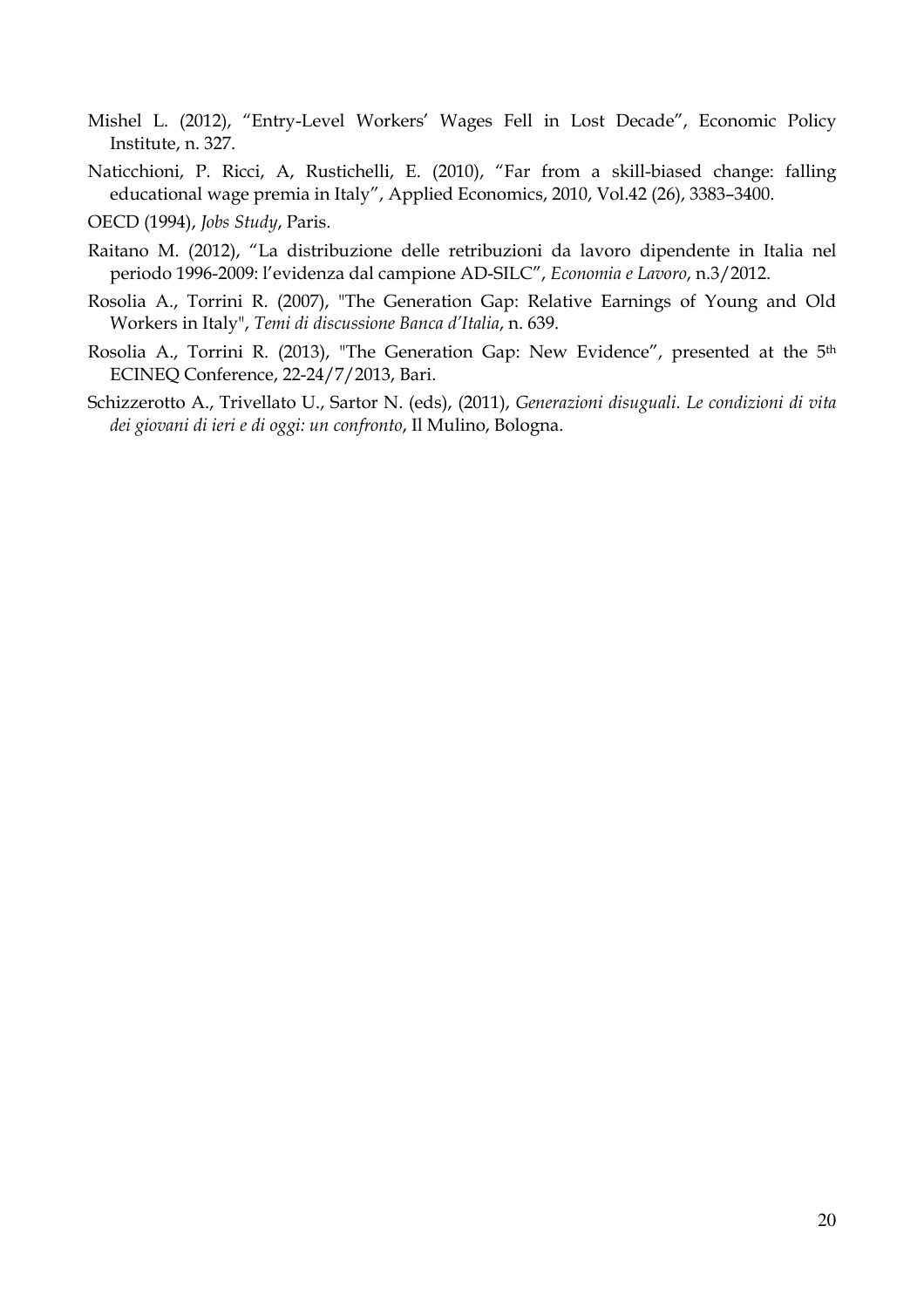Mishel L. (2012), "Entry-Level Workers' Wages Fell in Lost Decade", Economic Policy Institute, n. 327.

Naticchioni, P. Ricci, A, Rustichelli, E. (2010), "Far from a skill-biased change: falling educational wage premia in Italy", Applied Economics, 2010, Vol.42 (26), 3383–3400.

OECD (1994), *Jobs Study*, Paris.

Raitano M. (2012), "La distribuzione delle retribuzioni da lavoro dipendente in Italia nel periodo 1996-2009: l'evidenza dal campione AD-SILC", *Economia e Lavoro*, n.3/2012.

Rosolia A., Torrini R. (2007), "The Generation Gap: Relative Earnings of Young and Old Workers in Italy", *Temi di discussione Banca d'Italia*, n. 639.

Rosolia A., Torrini R. (2013), "The Generation Gap: New Evidence", presented at the 5th ECINEQ Conference, 22-24/7/2013, Bari.

Schizzerotto A., Trivellato U., Sartor N. (eds), (2011), *Generazioni disuguali. Le condizioni di vita dei giovani di ieri e di oggi: un confronto*, Il Mulino, Bologna.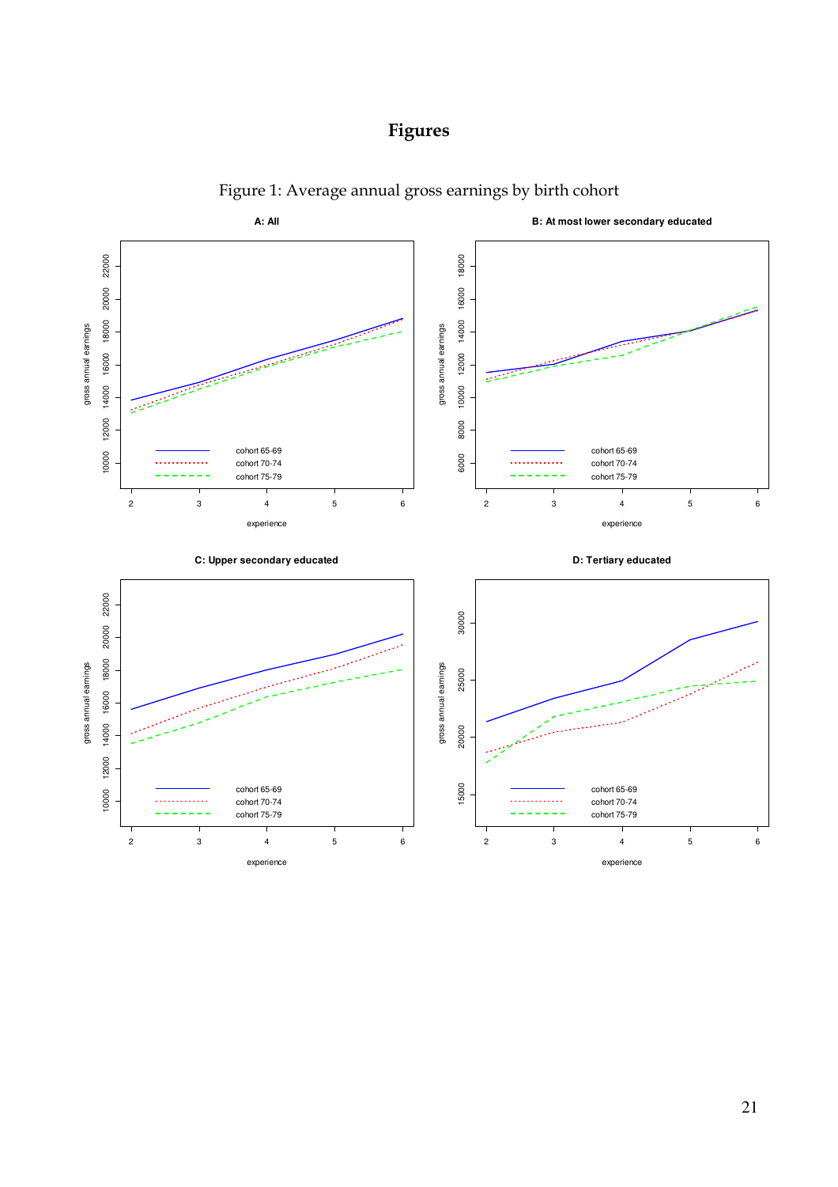# Figures

Figure 1: Average annual gross earnings by birth cohort

**A: All**

**B: At most lower secondary educated**

**C: Upper secondary educated**

**D: Tertiary educated**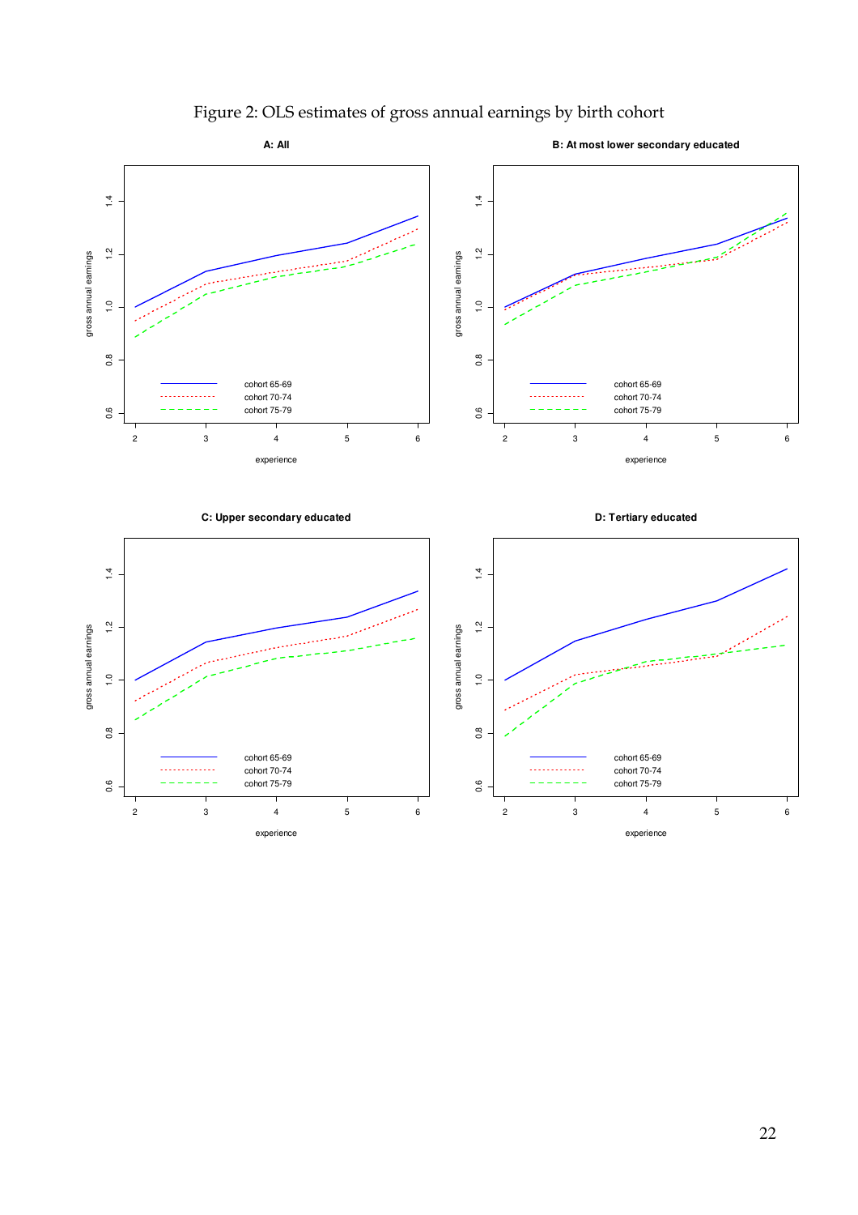Figure 2: OLS estimates of gross annual earnings by birth cohort

**A: All**

**B: At most lower secondary educated**

**C: Upper secondary educated**

**D: Tertiary educated**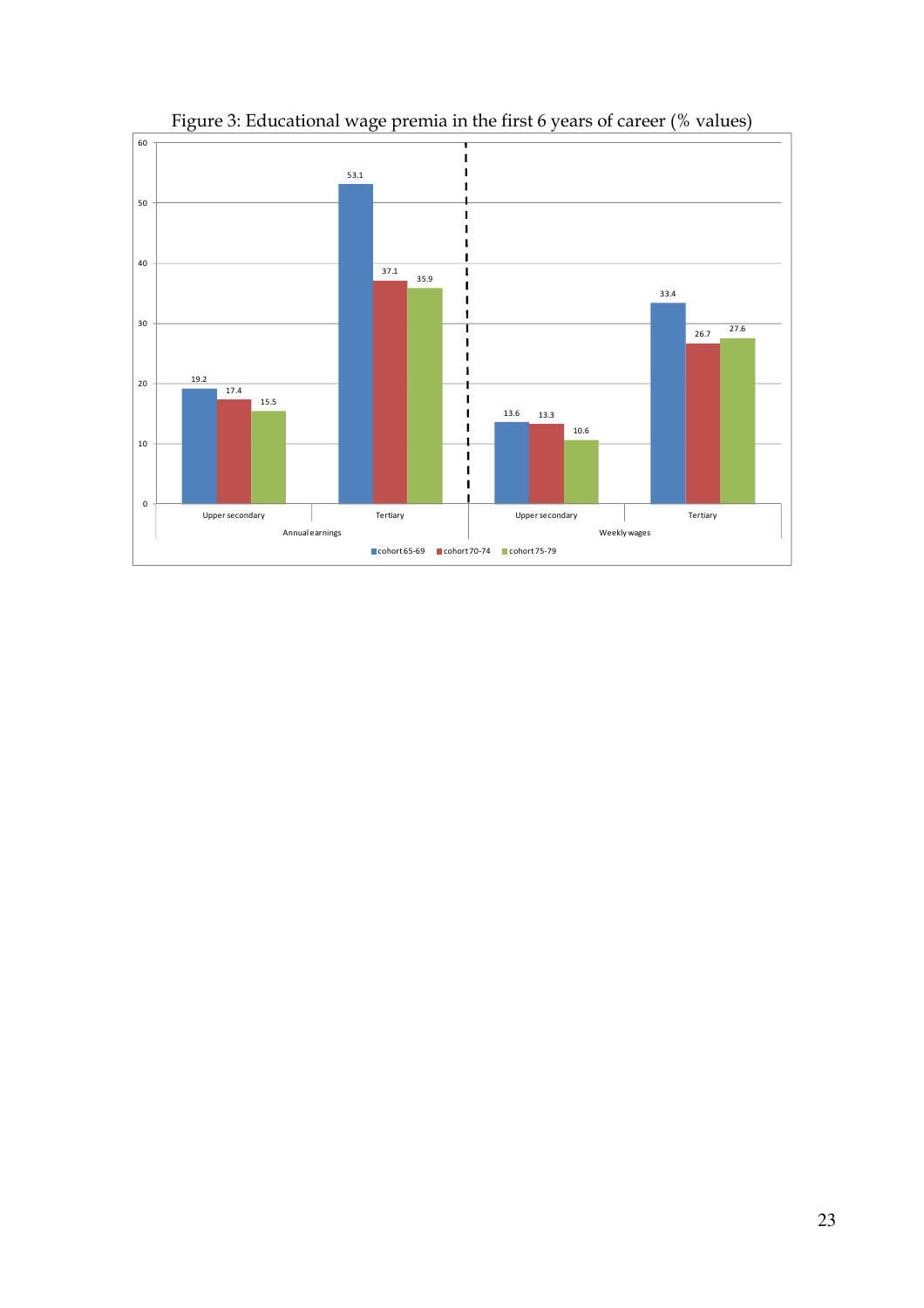Figure 3: Educational wage premia in the first 6 years of career (% values)

| | Annual earnings | | Weekly wages | |
|---|---|---|---|---|
| | Upper secondary | Tertiary | Upper secondary | Tertiary |
| cohort 65-69 | 19.2 | 53.1 | 13.6 | 33.4 |
| cohort 70-74 | 17.4 | 37.1 | 13.3 | 26.7 |
| cohort 75-79 | 15.5 | 35.9 | 10.6 | 27.6 |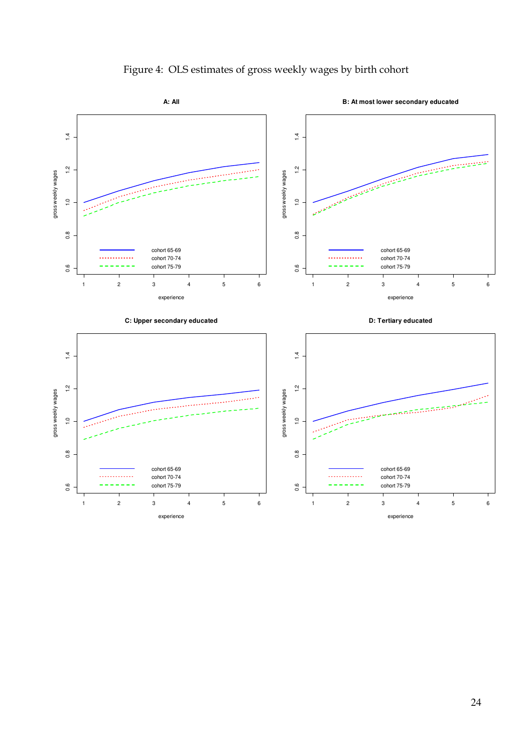Figure 4: OLS estimates of gross weekly wages by birth cohort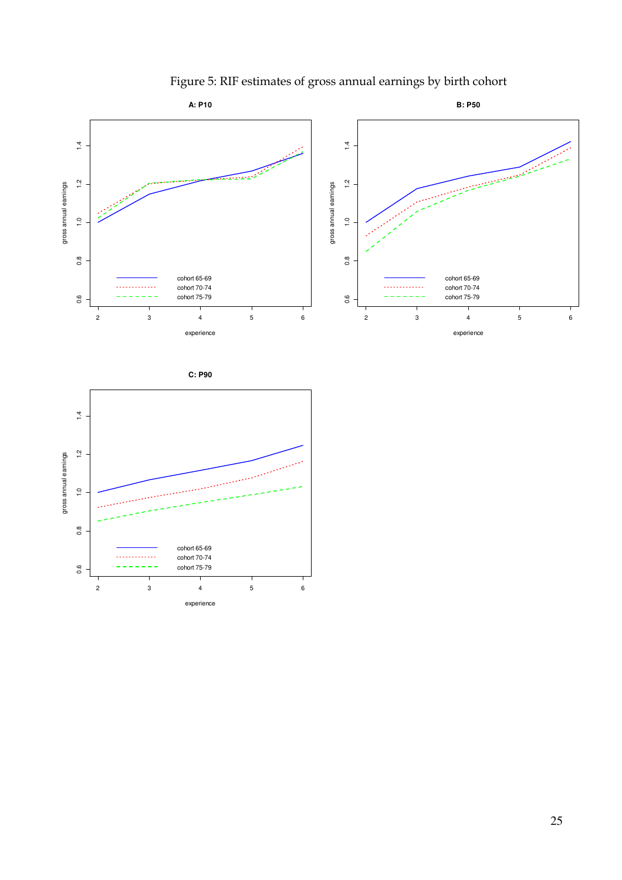Figure 5: RIF estimates of gross annual earnings by birth cohort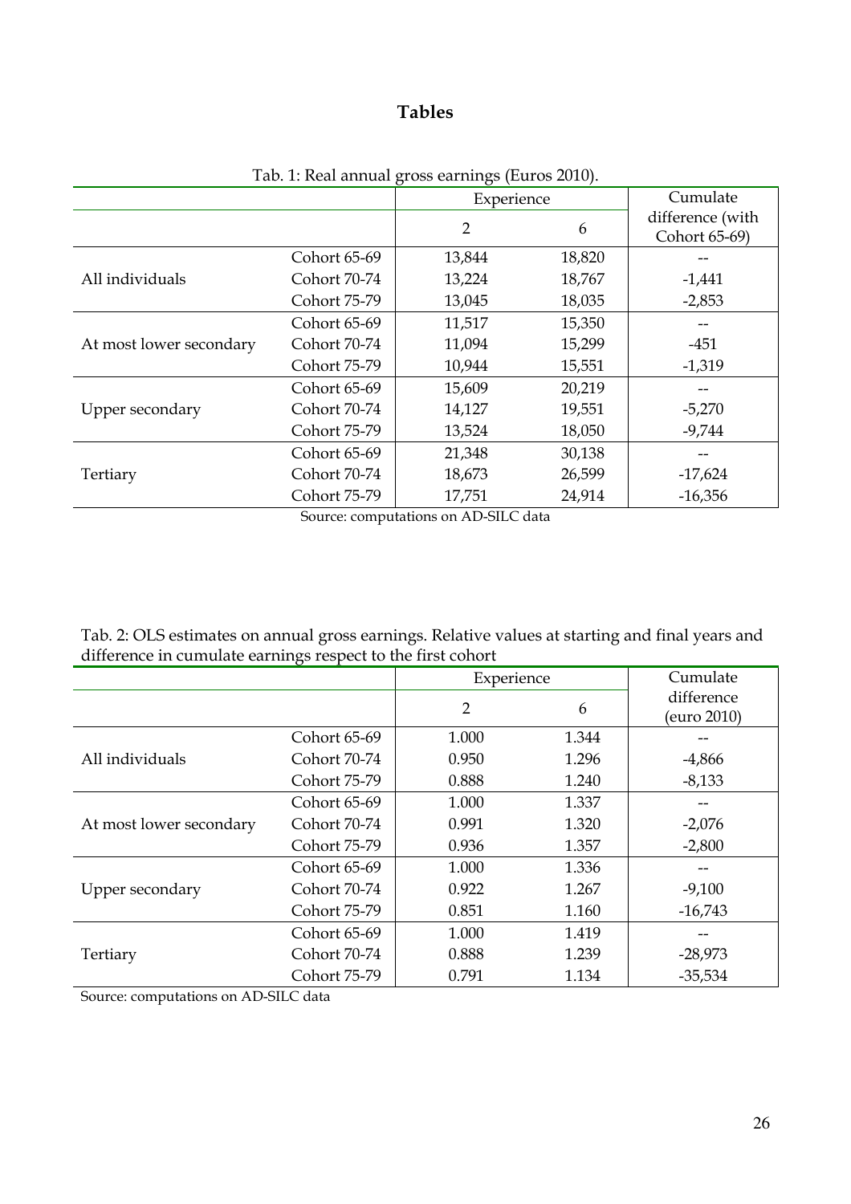# Tables

Tab. 1: Real annual gross earnings (Euros 2010).

| | | Experience | | Cumulate |
|---|---|---|---|---|
| | | 2 | 6 | difference (with Cohort 65-69) |
| All individuals | Cohort 65-69 | 13,844 | 18,820 | -- |
| | Cohort 70-74 | 13,224 | 18,767 | -1,441 |
| | Cohort 75-79 | 13,045 | 18,035 | -2,853 |
| At most lower secondary | Cohort 65-69 | 11,517 | 15,350 | -- |
| | Cohort 70-74 | 11,094 | 15,299 | -451 |
| | Cohort 75-79 | 10,944 | 15,551 | -1,319 |
| Upper secondary | Cohort 65-69 | 15,609 | 20,219 | -- |
| | Cohort 70-74 | 14,127 | 19,551 | -5,270 |
| | Cohort 75-79 | 13,524 | 18,050 | -9,744 |
| Tertiary | Cohort 65-69 | 21,348 | 30,138 | -- |
| | Cohort 70-74 | 18,673 | 26,599 | -17,624 |
| | Cohort 75-79 | 17,751 | 24,914 | -16,356 |

Source: computations on AD-SILC data

Tab. 2: OLS estimates on annual gross earnings. Relative values at starting and final years and difference in cumulate earnings respect to the first cohort

| | | Experience | | Cumulate |
|---|---|---|---|---|
| | | 2 | 6 | difference (euro 2010) |
| All individuals | Cohort 65-69 | 1.000 | 1.344 | -- |
| | Cohort 70-74 | 0.950 | 1.296 | -4,866 |
| | Cohort 75-79 | 0.888 | 1.240 | -8,133 |
| At most lower secondary | Cohort 65-69 | 1.000 | 1.337 | -- |
| | Cohort 70-74 | 0.991 | 1.320 | -2,076 |
| | Cohort 75-79 | 0.936 | 1.357 | -2,800 |
| Upper secondary | Cohort 65-69 | 1.000 | 1.336 | -- |
| | Cohort 70-74 | 0.922 | 1.267 | -9,100 |
| | Cohort 75-79 | 0.851 | 1.160 | -16,743 |
| Tertiary | Cohort 65-69 | 1.000 | 1.419 | -- |
| | Cohort 70-74 | 0.888 | 1.239 | -28,973 |
| | Cohort 75-79 | 0.791 | 1.134 | -35,534 |

Source: computations on AD-SILC data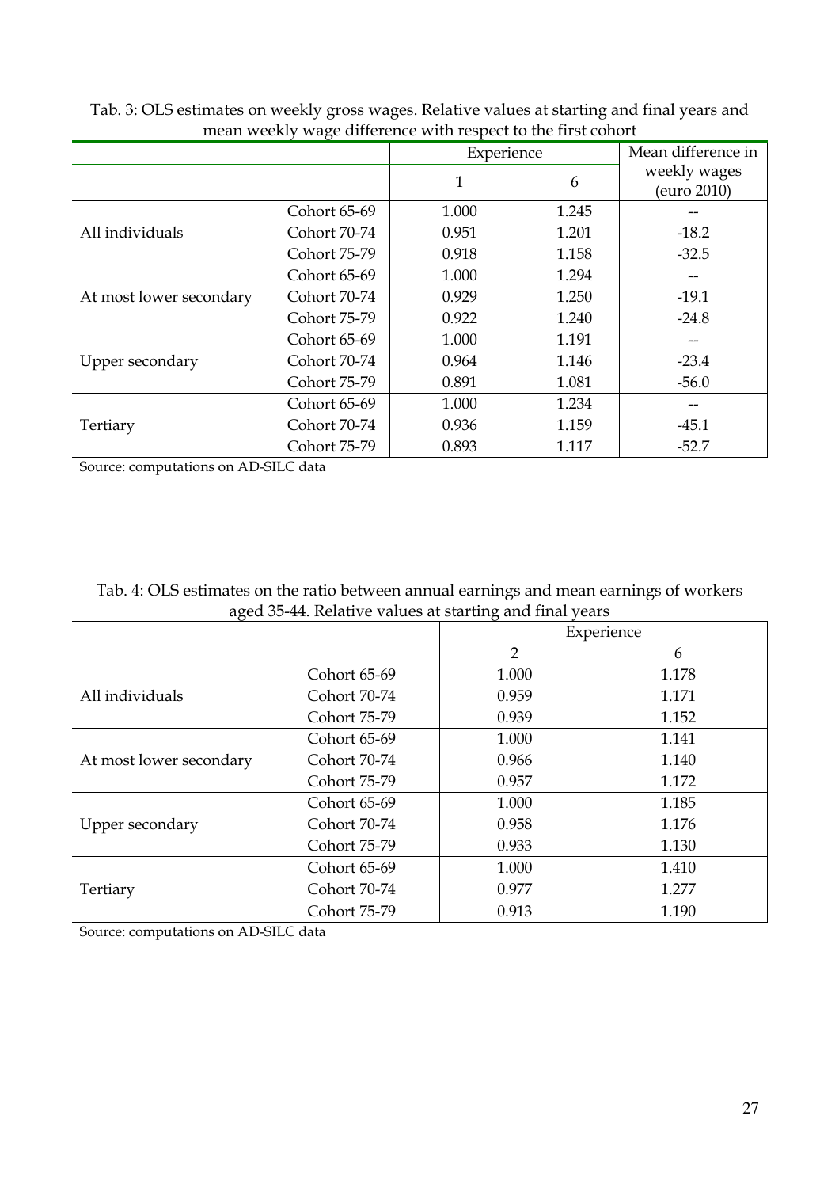Tab. 3: OLS estimates on weekly gross wages. Relative values at starting and final years and mean weekly wage difference with respect to the first cohort

| | | Experience | | Mean difference in weekly wages (euro 2010) |
|---|---|---|---|---|
| | | 1 | 6 | |
| All individuals | Cohort 65-69 | 1.000 | 1.245 | -- |
| | Cohort 70-74 | 0.951 | 1.201 | -18.2 |
| | Cohort 75-79 | 0.918 | 1.158 | -32.5 |
| At most lower secondary | Cohort 65-69 | 1.000 | 1.294 | -- |
| | Cohort 70-74 | 0.929 | 1.250 | -19.1 |
| | Cohort 75-79 | 0.922 | 1.240 | -24.8 |
| Upper secondary | Cohort 65-69 | 1.000 | 1.191 | -- |
| | Cohort 70-74 | 0.964 | 1.146 | -23.4 |
| | Cohort 75-79 | 0.891 | 1.081 | -56.0 |
| Tertiary | Cohort 65-69 | 1.000 | 1.234 | -- |
| | Cohort 70-74 | 0.936 | 1.159 | -45.1 |
| | Cohort 75-79 | 0.893 | 1.117 | -52.7 |

Source: computations on AD-SILC data

Tab. 4: OLS estimates on the ratio between annual earnings and mean earnings of workers aged 35-44. Relative values at starting and final years

| | | Experience | |
|---|---|---|---|
| | | 2 | 6 |
| All individuals | Cohort 65-69 | 1.000 | 1.178 |
| | Cohort 70-74 | 0.959 | 1.171 |
| | Cohort 75-79 | 0.939 | 1.152 |
| At most lower secondary | Cohort 65-69 | 1.000 | 1.141 |
| | Cohort 70-74 | 0.966 | 1.140 |
| | Cohort 75-79 | 0.957 | 1.172 |
| Upper secondary | Cohort 65-69 | 1.000 | 1.185 |
| | Cohort 70-74 | 0.958 | 1.176 |
| | Cohort 75-79 | 0.933 | 1.130 |
| Tertiary | Cohort 65-69 | 1.000 | 1.410 |
| | Cohort 70-74 | 0.977 | 1.277 |
| | Cohort 75-79 | 0.913 | 1.190 |

Source: computations on AD-SILC data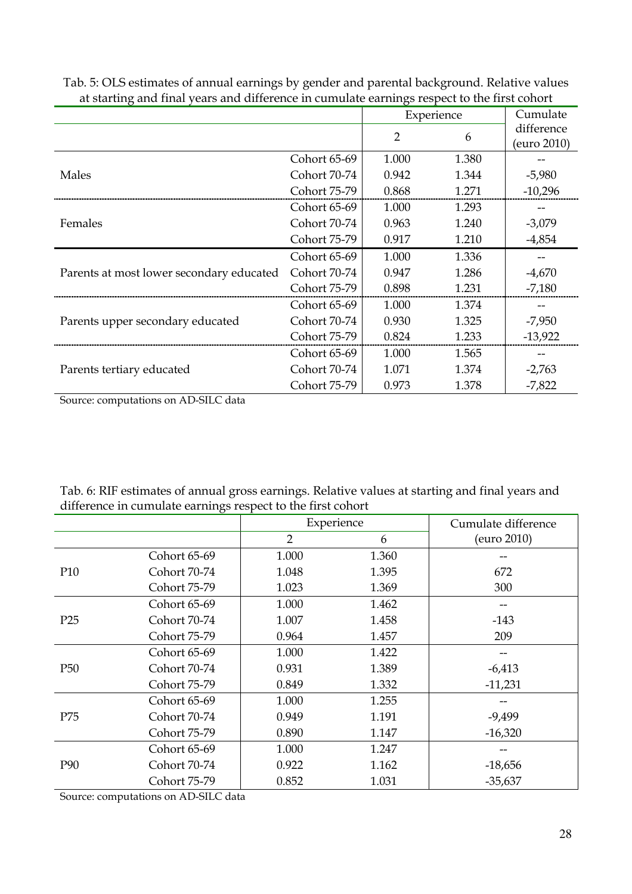Tab. 5: OLS estimates of annual earnings by gender and parental background. Relative values at starting and final years and difference in cumulate earnings respect to the first cohort

| | | Experience | | Cumulate difference (euro 2010) |
|---|---|---|---|---|
| | | 2 | 6 | |
| Males | Cohort 65-69 | 1.000 | 1.380 | -- |
| | Cohort 70-74 | 0.942 | 1.344 | -5,980 |
| | Cohort 75-79 | 0.868 | 1.271 | -10,296 |
| Females | Cohort 65-69 | 1.000 | 1.293 | -- |
| | Cohort 70-74 | 0.963 | 1.240 | -3,079 |
| | Cohort 75-79 | 0.917 | 1.210 | -4,854 |
| Parents at most lower secondary educated | Cohort 65-69 | 1.000 | 1.336 | -- |
| | Cohort 70-74 | 0.947 | 1.286 | -4,670 |
| | Cohort 75-79 | 0.898 | 1.231 | -7,180 |
| Parents upper secondary educated | Cohort 65-69 | 1.000 | 1.374 | -- |
| | Cohort 70-74 | 0.930 | 1.325 | -7,950 |
| | Cohort 75-79 | 0.824 | 1.233 | -13,922 |
| Parents tertiary educated | Cohort 65-69 | 1.000 | 1.565 | -- |
| | Cohort 70-74 | 1.071 | 1.374 | -2,763 |
| | Cohort 75-79 | 0.973 | 1.378 | -7,822 |

Source: computations on AD-SILC data

Tab. 6: RIF estimates of annual gross earnings. Relative values at starting and final years and difference in cumulate earnings respect to the first cohort

| | | Experience | | Cumulate difference |
|---|---|---|---|---|
| | | 2 | 6 | (euro 2010) |
| P10 | Cohort 65-69 | 1.000 | 1.360 | -- |
| | Cohort 70-74 | 1.048 | 1.395 | 672 |
| | Cohort 75-79 | 1.023 | 1.369 | 300 |
| P25 | Cohort 65-69 | 1.000 | 1.462 | -- |
| | Cohort 70-74 | 1.007 | 1.458 | -143 |
| | Cohort 75-79 | 0.964 | 1.457 | 209 |
| P50 | Cohort 65-69 | 1.000 | 1.422 | -- |
| | Cohort 70-74 | 0.931 | 1.389 | -6,413 |
| | Cohort 75-79 | 0.849 | 1.332 | -11,231 |
| P75 | Cohort 65-69 | 1.000 | 1.255 | -- |
| | Cohort 70-74 | 0.949 | 1.191 | -9,499 |
| | Cohort 75-79 | 0.890 | 1.147 | -16,320 |
| P90 | Cohort 65-69 | 1.000 | 1.247 | -- |
| | Cohort 70-74 | 0.922 | 1.162 | -18,656 |
| | Cohort 75-79 | 0.852 | 1.031 | -35,637 |

Source: computations on AD-SILC data